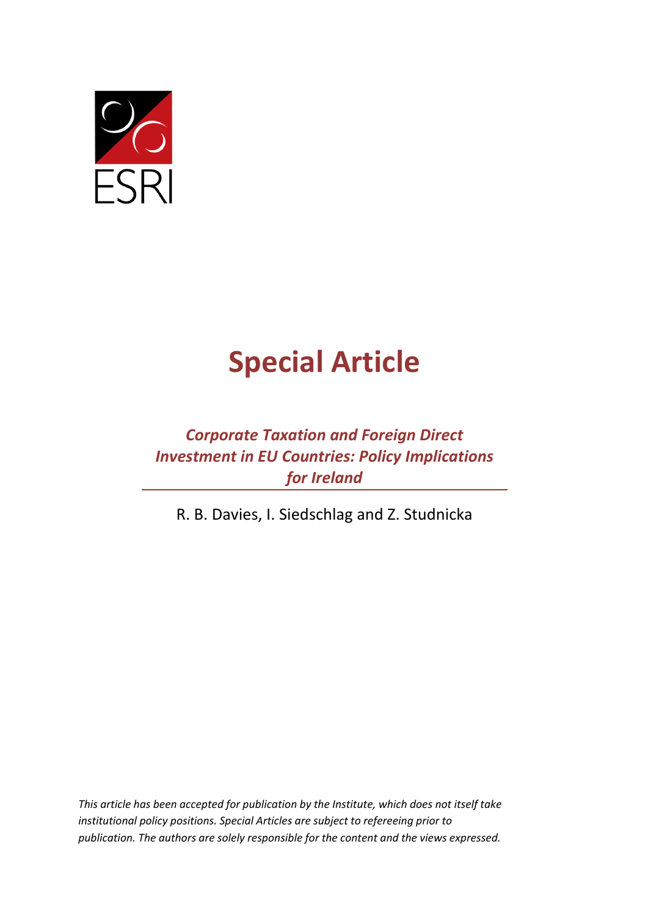ESRI

# Special Article

## *Corporate Taxation and Foreign Direct Investment in EU Countries: Policy Implications for Ireland*

R. B. Davies, I. Siedschlag and Z. Studnicka

*This article has been accepted for publication by the Institute, which does not itself take institutional policy positions. Special Articles are subject to refereeing prior to publication. The authors are solely responsible for the content and the views expressed.*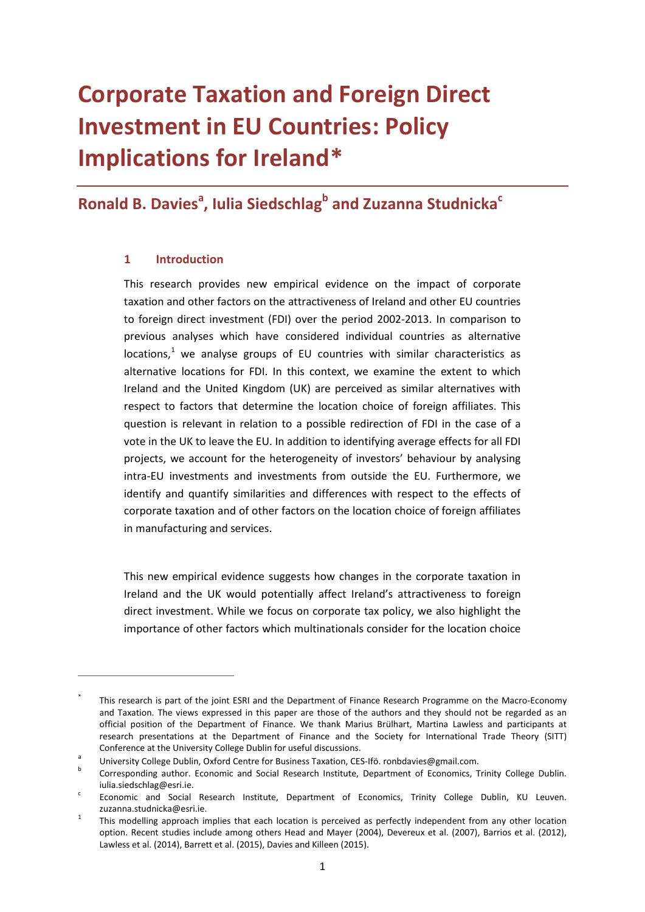# Corporate Taxation and Foreign Direct Investment in EU Countries: Policy Implications for Ireland*

## Ronald B. Davies[a], Iulia Siedschlag[b] and Zuzanna Studnicka[c]

### 1 Introduction

This research provides new empirical evidence on the impact of corporate taxation and other factors on the attractiveness of Ireland and other EU countries to foreign direct investment (FDI) over the period 2002-2013. In comparison to previous analyses which have considered individual countries as alternative locations,[1] we analyse groups of EU countries with similar characteristics as alternative locations for FDI. In this context, we examine the extent to which Ireland and the United Kingdom (UK) are perceived as similar alternatives with respect to factors that determine the location choice of foreign affiliates. This question is relevant in relation to a possible redirection of FDI in the case of a vote in the UK to leave the EU. In addition to identifying average effects for all FDI projects, we account for the heterogeneity of investors' behaviour by analysing intra-EU investments and investments from outside the EU. Furthermore, we identify and quantify similarities and differences with respect to the effects of corporate taxation and of other factors on the location choice of foreign affiliates in manufacturing and services.

This new empirical evidence suggests how changes in the corporate taxation in Ireland and the UK would potentially affect Ireland's attractiveness to foreign direct investment. While we focus on corporate tax policy, we also highlight the importance of other factors which multinationals consider for the location choice

---

* This research is part of the joint ESRI and the Department of Finance Research Programme on the Macro-Economy and Taxation. The views expressed in this paper are those of the authors and they should not be regarded as an official position of the Department of Finance. We thank Marius Brülhart, Martina Lawless and participants at research presentations at the Department of Finance and the Society for International Trade Theory (SITT) Conference at the University College Dublin for useful discussions.

[a] University College Dublin, Oxford Centre for Business Taxation, CES-Ifö. ronbdavies@gmail.com.

[b] Corresponding author. Economic and Social Research Institute, Department of Economics, Trinity College Dublin. iulia.siedschlag@esri.ie.

[c] Economic and Social Research Institute, Department of Economics, Trinity College Dublin, KU Leuven. zuzanna.studnicka@esri.ie.

[1] This modelling approach implies that each location is perceived as perfectly independent from any other location option. Recent studies include among others Head and Mayer (2004), Devereux et al. (2007), Barrios et al. (2012), Lawless et al. (2014), Barrett et al. (2015), Davies and Killeen (2015).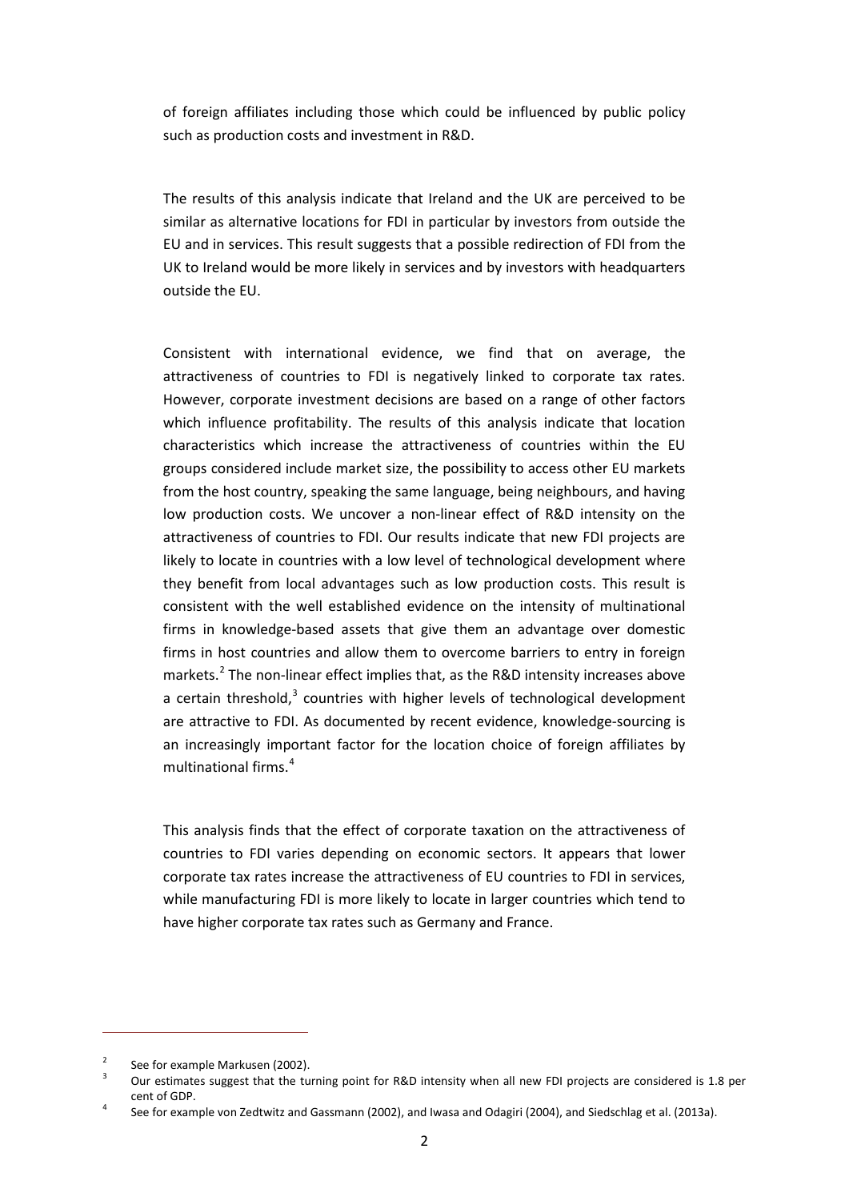of foreign affiliates including those which could be influenced by public policy such as production costs and investment in R&D.

The results of this analysis indicate that Ireland and the UK are perceived to be similar as alternative locations for FDI in particular by investors from outside the EU and in services. This result suggests that a possible redirection of FDI from the UK to Ireland would be more likely in services and by investors with headquarters outside the EU.

Consistent with international evidence, we find that on average, the attractiveness of countries to FDI is negatively linked to corporate tax rates. However, corporate investment decisions are based on a range of other factors which influence profitability. The results of this analysis indicate that location characteristics which increase the attractiveness of countries within the EU groups considered include market size, the possibility to access other EU markets from the host country, speaking the same language, being neighbours, and having low production costs. We uncover a non-linear effect of R&D intensity on the attractiveness of countries to FDI. Our results indicate that new FDI projects are likely to locate in countries with a low level of technological development where they benefit from local advantages such as low production costs. This result is consistent with the well established evidence on the intensity of multinational firms in knowledge-based assets that give them an advantage over domestic firms in host countries and allow them to overcome barriers to entry in foreign markets.[2] The non-linear effect implies that, as the R&D intensity increases above a certain threshold,[3] countries with higher levels of technological development are attractive to FDI. As documented by recent evidence, knowledge-sourcing is an increasingly important factor for the location choice of foreign affiliates by multinational firms.[4]

This analysis finds that the effect of corporate taxation on the attractiveness of countries to FDI varies depending on economic sectors. It appears that lower corporate tax rates increase the attractiveness of EU countries to FDI in services, while manufacturing FDI is more likely to locate in larger countries which tend to have higher corporate tax rates such as Germany and France.

---

[2] See for example Markusen (2002).

[3] Our estimates suggest that the turning point for R&D intensity when all new FDI projects are considered is 1.8 per cent of GDP.

[4] See for example von Zedtwitz and Gassmann (2002), and Iwasa and Odagiri (2004), and Siedschlag et al. (2013a).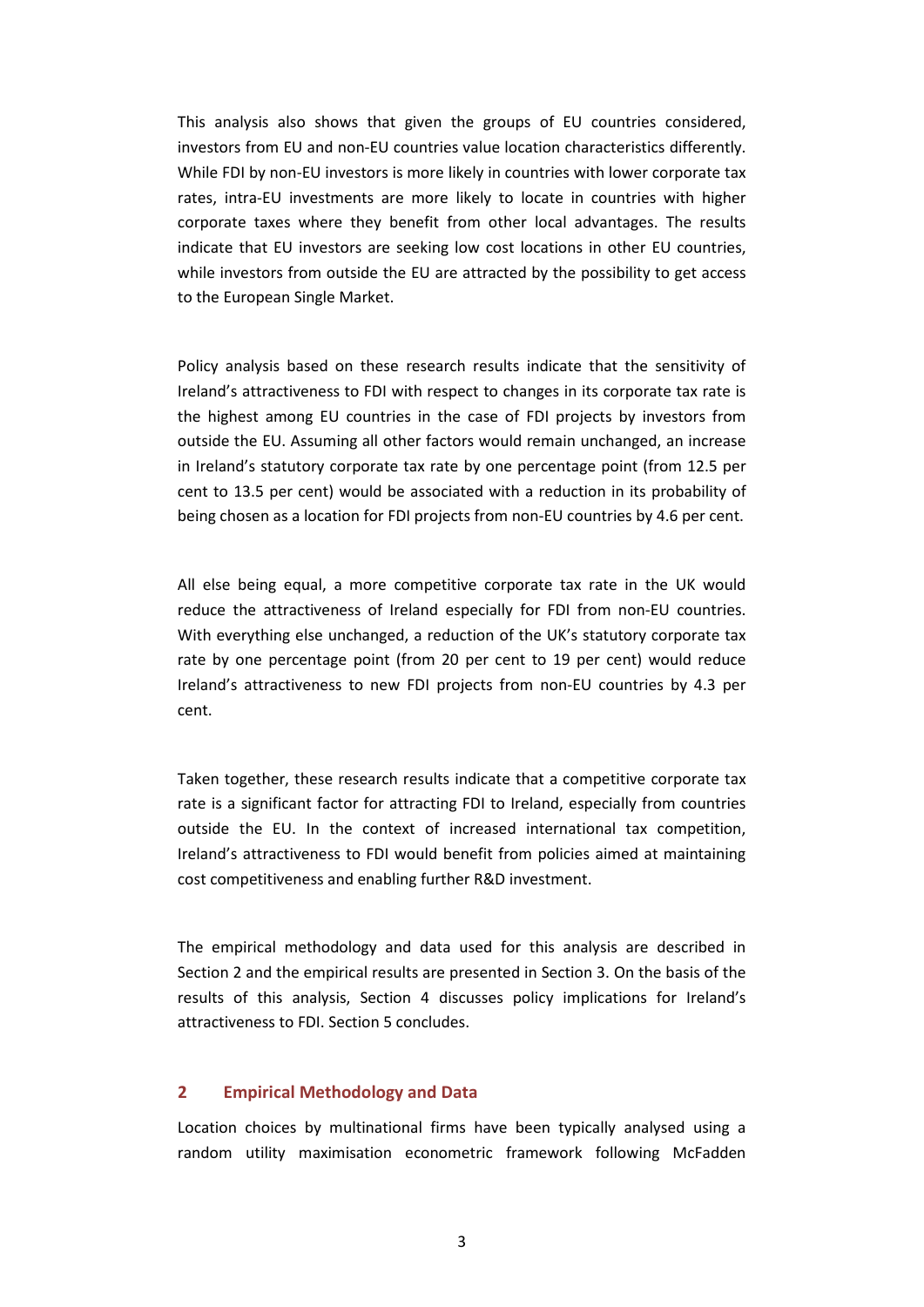This analysis also shows that given the groups of EU countries considered, investors from EU and non-EU countries value location characteristics differently. While FDI by non-EU investors is more likely in countries with lower corporate tax rates, intra-EU investments are more likely to locate in countries with higher corporate taxes where they benefit from other local advantages. The results indicate that EU investors are seeking low cost locations in other EU countries, while investors from outside the EU are attracted by the possibility to get access to the European Single Market.

Policy analysis based on these research results indicate that the sensitivity of Ireland's attractiveness to FDI with respect to changes in its corporate tax rate is the highest among EU countries in the case of FDI projects by investors from outside the EU. Assuming all other factors would remain unchanged, an increase in Ireland's statutory corporate tax rate by one percentage point (from 12.5 per cent to 13.5 per cent) would be associated with a reduction in its probability of being chosen as a location for FDI projects from non-EU countries by 4.6 per cent.

All else being equal, a more competitive corporate tax rate in the UK would reduce the attractiveness of Ireland especially for FDI from non-EU countries. With everything else unchanged, a reduction of the UK's statutory corporate tax rate by one percentage point (from 20 per cent to 19 per cent) would reduce Ireland's attractiveness to new FDI projects from non-EU countries by 4.3 per cent.

Taken together, these research results indicate that a competitive corporate tax rate is a significant factor for attracting FDI to Ireland, especially from countries outside the EU. In the context of increased international tax competition, Ireland's attractiveness to FDI would benefit from policies aimed at maintaining cost competitiveness and enabling further R&D investment.

The empirical methodology and data used for this analysis are described in Section 2 and the empirical results are presented in Section 3. On the basis of the results of this analysis, Section 4 discusses policy implications for Ireland's attractiveness to FDI. Section 5 concludes.

## 2 Empirical Methodology and Data

Location choices by multinational firms have been typically analysed using a random utility maximisation econometric framework following McFadden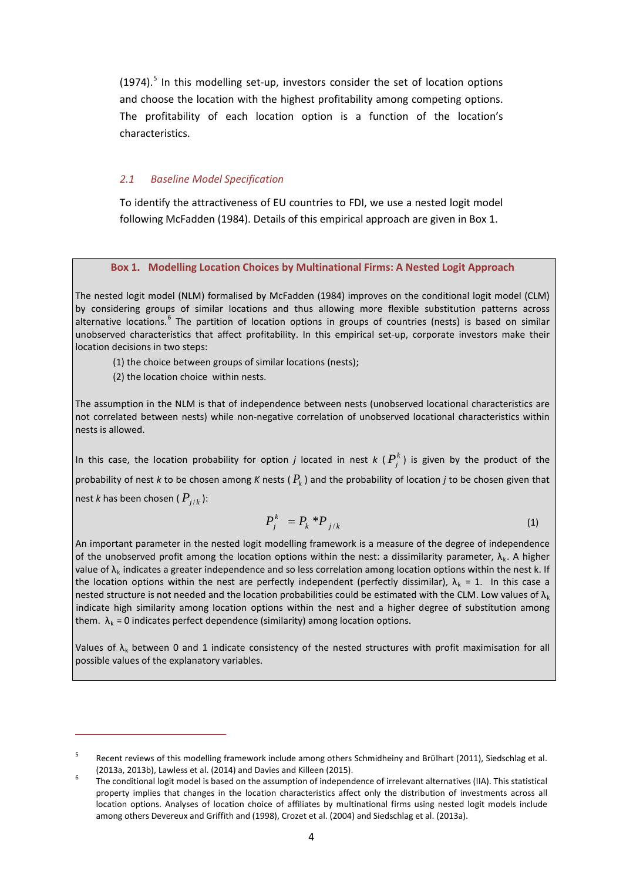(1974).[5] In this modelling set-up, investors consider the set of location options and choose the location with the highest profitability among competing options. The profitability of each location option is a function of the location's characteristics.

### *2.1 Baseline Model Specification*

To identify the attractiveness of EU countries to FDI, we use a nested logit model following McFadden (1984). Details of this empirical approach are given in Box 1.

**Box 1. Modelling Location Choices by Multinational Firms: A Nested Logit Approach**

The nested logit model (NLM) formalised by McFadden (1984) improves on the conditional logit model (CLM) by considering groups of similar locations and thus allowing more flexible substitution patterns across alternative locations.[6] The partition of location options in groups of countries (nests) is based on similar unobserved characteristics that affect profitability. In this empirical set-up, corporate investors make their location decisions in two steps:

(1) the choice between groups of similar locations (nests);

(2) the location choice within nests.

The assumption in the NLM is that of independence between nests (unobserved locational characteristics are not correlated between nests) while non-negative correlation of unobserved locational characteristics within nests is allowed.

In this case, the location probability for option *j* located in nest *k* ($P_j^k$) is given by the product of the probability of nest *k* to be chosen among *K* nests ($P_k$) and the probability of location *j* to be chosen given that nest *k* has been chosen ($P_{j/k}$):

$$P_j^k = P_k * P_{j/k} \tag{1}$$

An important parameter in the nested logit modelling framework is a measure of the degree of independence of the unobserved profit among the location options within the nest: a dissimilarity parameter, $\lambda_k$. A higher value of $\lambda_k$ indicates a greater independence and so less correlation among location options within the nest k. If the location options within the nest are perfectly independent (perfectly dissimilar), $\lambda_k = 1$. In this case a nested structure is not needed and the location probabilities could be estimated with the CLM. Low values of $\lambda_k$ indicate high similarity among location options within the nest and a higher degree of substitution among them. $\lambda_k = 0$ indicates perfect dependence (similarity) among location options.

Values of $\lambda_k$ between 0 and 1 indicate consistency of the nested structures with profit maximisation for all possible values of the explanatory variables.

---

[5] Recent reviews of this modelling framework include among others Schmidheiny and Brülhart (2011), Siedschlag et al. (2013a, 2013b), Lawless et al. (2014) and Davies and Killeen (2015).

[6] The conditional logit model is based on the assumption of independence of irrelevant alternatives (IIA). This statistical property implies that changes in the location characteristics affect only the distribution of investments across all location options. Analyses of location choice of affiliates by multinational firms using nested logit models include among others Devereux and Griffith and (1998), Crozet et al. (2004) and Siedschlag et al. (2013a).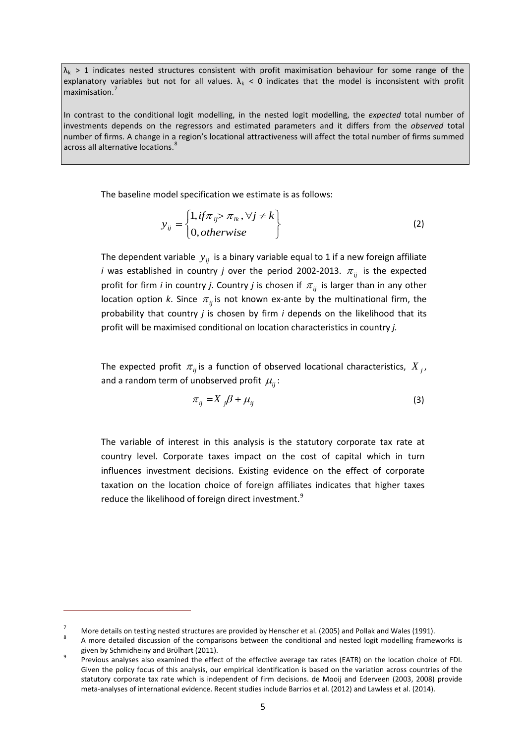$\lambda_k > 1$ indicates nested structures consistent with profit maximisation behaviour for some range of the explanatory variables but not for all values. $\lambda_k < 0$ indicates that the model is inconsistent with profit maximisation.[7]

In contrast to the conditional logit modelling, in the nested logit modelling, the *expected* total number of investments depends on the regressors and estimated parameters and it differs from the *observed* total number of firms. A change in a region's locational attractiveness will affect the total number of firms summed across all alternative locations.[8]

The baseline model specification we estimate is as follows:

$$y_{ij} = \begin{cases} 1, if \pi_{ij} > \pi_{ik}, \forall j \neq k \\ 0, otherwise \end{cases} \tag{2}$$

The dependent variable $y_{ij}$ is a binary variable equal to 1 if a new foreign affiliate *i* was established in country *j* over the period 2002-2013. $\pi_{ij}$ is the expected profit for firm *i* in country *j*. Country *j* is chosen if $\pi_{ij}$ is larger than in any other location option *k*. Since $\pi_{ij}$ is not known ex-ante by the multinational firm, the probability that country *j* is chosen by firm *i* depends on the likelihood that its profit will be maximised conditional on location characteristics in country *j*.

The expected profit $\pi_{ij}$ is a function of observed locational characteristics, $X_j$, and a random term of unobserved profit $\mu_{ij}$:

$$\pi_{ij} = X_j \beta + \mu_{ij} \tag{3}$$

The variable of interest in this analysis is the statutory corporate tax rate at country level. Corporate taxes impact on the cost of capital which in turn influences investment decisions. Existing evidence on the effect of corporate taxation on the location choice of foreign affiliates indicates that higher taxes reduce the likelihood of foreign direct investment.[9]

---

[7] More details on testing nested structures are provided by Henscher et al. (2005) and Pollak and Wales (1991).

[8] A more detailed discussion of the comparisons between the conditional and nested logit modelling frameworks is given by Schmidheiny and Brülhart (2011).

[9] Previous analyses also examined the effect of the effective average tax rates (EATR) on the location choice of FDI. Given the policy focus of this analysis, our empirical identification is based on the variation across countries of the statutory corporate tax rate which is independent of firm decisions. de Mooij and Ederveen (2003, 2008) provide meta-analyses of international evidence. Recent studies include Barrios et al. (2012) and Lawless et al. (2014).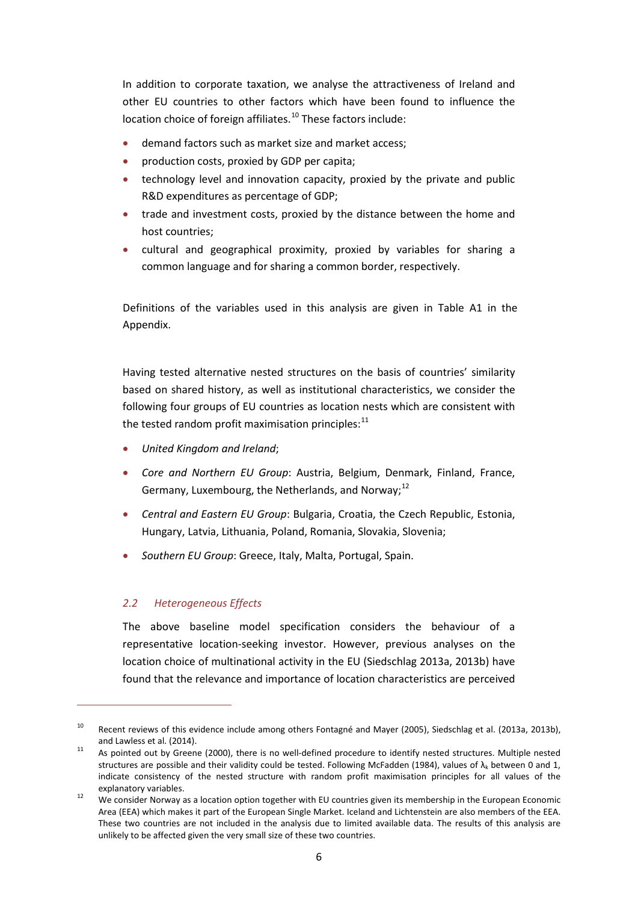In addition to corporate taxation, we analyse the attractiveness of Ireland and other EU countries to other factors which have been found to influence the location choice of foreign affiliates.[10] These factors include:

- demand factors such as market size and market access;
- production costs, proxied by GDP per capita;
- technology level and innovation capacity, proxied by the private and public R&D expenditures as percentage of GDP;
- trade and investment costs, proxied by the distance between the home and host countries;
- cultural and geographical proximity, proxied by variables for sharing a common language and for sharing a common border, respectively.

Definitions of the variables used in this analysis are given in Table A1 in the Appendix.

Having tested alternative nested structures on the basis of countries' similarity based on shared history, as well as institutional characteristics, we consider the following four groups of EU countries as location nests which are consistent with the tested random profit maximisation principles:[11]

- *United Kingdom and Ireland*;
- *Core and Northern EU Group*: Austria, Belgium, Denmark, Finland, France, Germany, Luxembourg, the Netherlands, and Norway;[12]
- *Central and Eastern EU Group*: Bulgaria, Croatia, the Czech Republic, Estonia, Hungary, Latvia, Lithuania, Poland, Romania, Slovakia, Slovenia;
- *Southern EU Group*: Greece, Italy, Malta, Portugal, Spain.

### *2.2 Heterogeneous Effects*

The above baseline model specification considers the behaviour of a representative location-seeking investor. However, previous analyses on the location choice of multinational activity in the EU (Siedschlag 2013a, 2013b) have found that the relevance and importance of location characteristics are perceived

---

[10] Recent reviews of this evidence include among others Fontagné and Mayer (2005), Siedschlag et al. (2013a, 2013b), and Lawless et al. (2014).

[11] As pointed out by Greene (2000), there is no well-defined procedure to identify nested structures. Multiple nested structures are possible and their validity could be tested. Following McFadden (1984), values of $\lambda_k$ between 0 and 1, indicate consistency of the nested structure with random profit maximisation principles for all values of the explanatory variables.

[12] We consider Norway as a location option together with EU countries given its membership in the European Economic Area (EEA) which makes it part of the European Single Market. Iceland and Lichtenstein are also members of the EEA. These two countries are not included in the analysis due to limited available data. The results of this analysis are unlikely to be affected given the very small size of these two countries.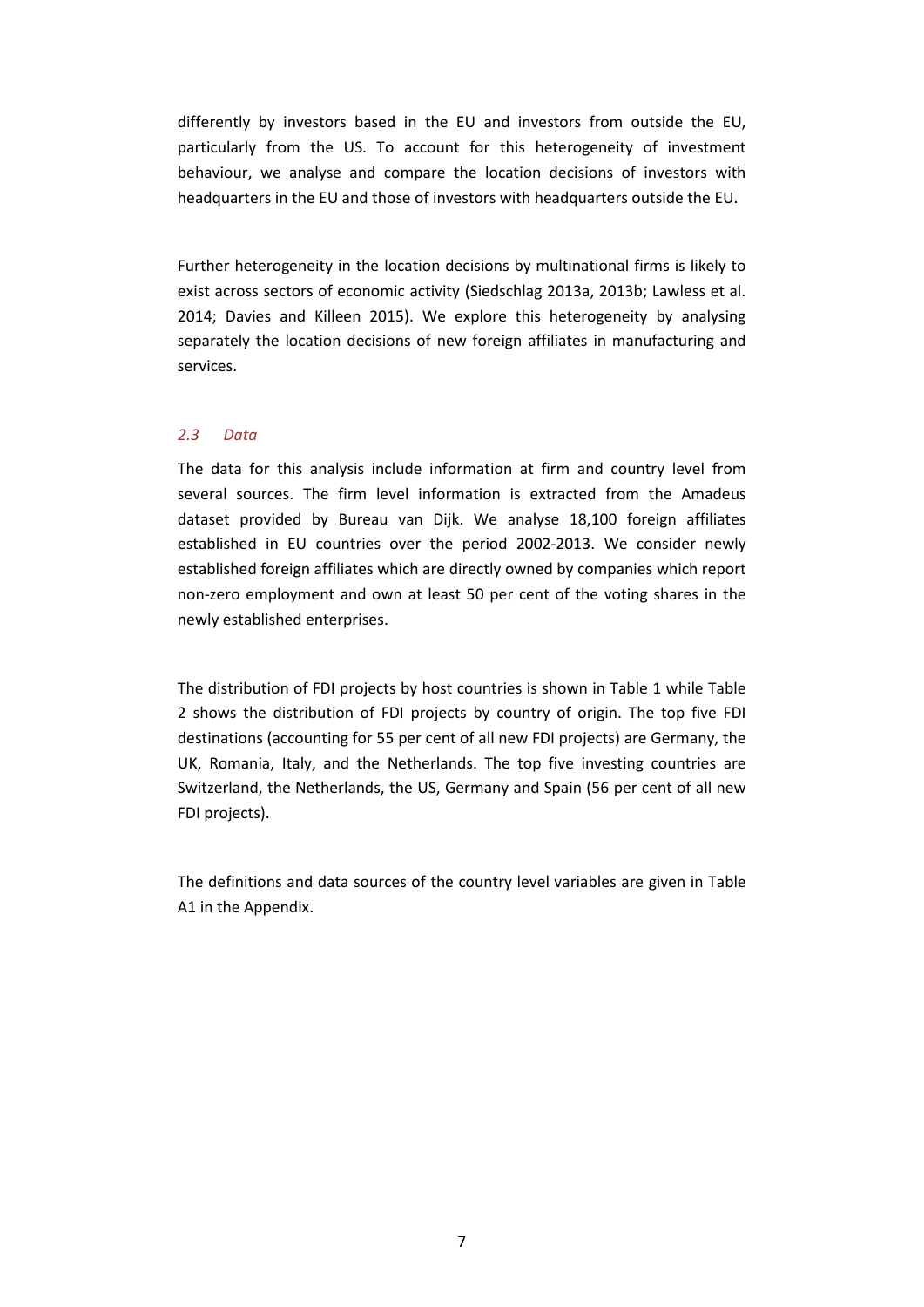differently by investors based in the EU and investors from outside the EU, particularly from the US. To account for this heterogeneity of investment behaviour, we analyse and compare the location decisions of investors with headquarters in the EU and those of investors with headquarters outside the EU.

Further heterogeneity in the location decisions by multinational firms is likely to exist across sectors of economic activity (Siedschlag 2013a, 2013b; Lawless et al. 2014; Davies and Killeen 2015). We explore this heterogeneity by analysing separately the location decisions of new foreign affiliates in manufacturing and services.

### *2.3 Data*

The data for this analysis include information at firm and country level from several sources. The firm level information is extracted from the Amadeus dataset provided by Bureau van Dijk. We analyse 18,100 foreign affiliates established in EU countries over the period 2002-2013. We consider newly established foreign affiliates which are directly owned by companies which report non-zero employment and own at least 50 per cent of the voting shares in the newly established enterprises.

The distribution of FDI projects by host countries is shown in Table 1 while Table 2 shows the distribution of FDI projects by country of origin. The top five FDI destinations (accounting for 55 per cent of all new FDI projects) are Germany, the UK, Romania, Italy, and the Netherlands. The top five investing countries are Switzerland, the Netherlands, the US, Germany and Spain (56 per cent of all new FDI projects).

The definitions and data sources of the country level variables are given in Table A1 in the Appendix.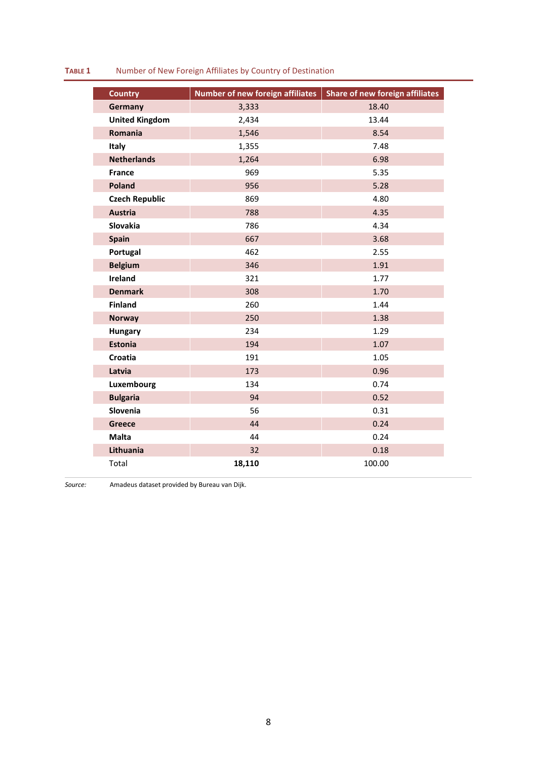**TABLE 1** Number of New Foreign Affiliates by Country of Destination

| Country | Number of new foreign affiliates | Share of new foreign affiliates |
|---|---|---|
| **Germany** | 3,333 | 18.40 |
| **United Kingdom** | 2,434 | 13.44 |
| **Romania** | 1,546 | 8.54 |
| **Italy** | 1,355 | 7.48 |
| **Netherlands** | 1,264 | 6.98 |
| **France** | 969 | 5.35 |
| **Poland** | 956 | 5.28 |
| **Czech Republic** | 869 | 4.80 |
| **Austria** | 788 | 4.35 |
| **Slovakia** | 786 | 4.34 |
| **Spain** | 667 | 3.68 |
| **Portugal** | 462 | 2.55 |
| **Belgium** | 346 | 1.91 |
| **Ireland** | 321 | 1.77 |
| **Denmark** | 308 | 1.70 |
| **Finland** | 260 | 1.44 |
| **Norway** | 250 | 1.38 |
| **Hungary** | 234 | 1.29 |
| **Estonia** | 194 | 1.07 |
| **Croatia** | 191 | 1.05 |
| **Latvia** | 173 | 0.96 |
| **Luxembourg** | 134 | 0.74 |
| **Bulgaria** | 94 | 0.52 |
| **Slovenia** | 56 | 0.31 |
| **Greece** | 44 | 0.24 |
| **Malta** | 44 | 0.24 |
| **Lithuania** | 32 | 0.18 |
| Total | **18,110** | 100.00 |

*Source:* Amadeus dataset provided by Bureau van Dijk.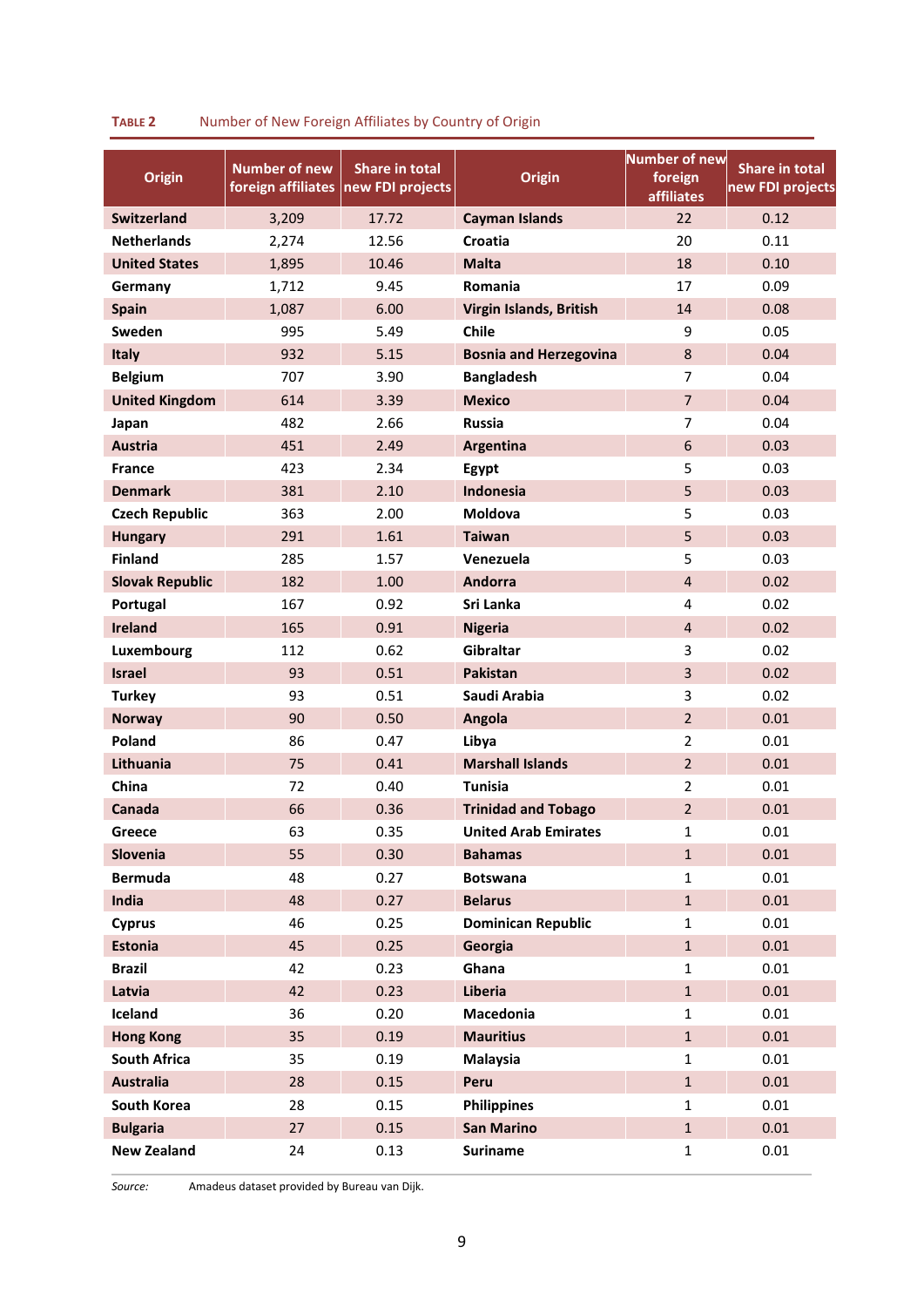**TABLE 2** Number of New Foreign Affiliates by Country of Origin

| Origin | Number of new foreign affiliates | Share in total new FDI projects | Origin | Number of new foreign affiliates | Share in total new FDI projects |
|---|---|---|---|---|---|
| **Switzerland** | 3,209 | 17.72 | **Cayman Islands** | 22 | 0.12 |
| **Netherlands** | 2,274 | 12.56 | **Croatia** | 20 | 0.11 |
| **United States** | 1,895 | 10.46 | **Malta** | 18 | 0.10 |
| **Germany** | 1,712 | 9.45 | **Romania** | 17 | 0.09 |
| **Spain** | 1,087 | 6.00 | **Virgin Islands, British** | 14 | 0.08 |
| **Sweden** | 995 | 5.49 | **Chile** | 9 | 0.05 |
| **Italy** | 932 | 5.15 | **Bosnia and Herzegovina** | 8 | 0.04 |
| **Belgium** | 707 | 3.90 | **Bangladesh** | 7 | 0.04 |
| **United Kingdom** | 614 | 3.39 | **Mexico** | 7 | 0.04 |
| **Japan** | 482 | 2.66 | **Russia** | 7 | 0.04 |
| **Austria** | 451 | 2.49 | **Argentina** | 6 | 0.03 |
| **France** | 423 | 2.34 | **Egypt** | 5 | 0.03 |
| **Denmark** | 381 | 2.10 | **Indonesia** | 5 | 0.03 |
| **Czech Republic** | 363 | 2.00 | **Moldova** | 5 | 0.03 |
| **Hungary** | 291 | 1.61 | **Taiwan** | 5 | 0.03 |
| **Finland** | 285 | 1.57 | **Venezuela** | 5 | 0.03 |
| **Slovak Republic** | 182 | 1.00 | **Andorra** | 4 | 0.02 |
| **Portugal** | 167 | 0.92 | **Sri Lanka** | 4 | 0.02 |
| **Ireland** | 165 | 0.91 | **Nigeria** | 4 | 0.02 |
| **Luxembourg** | 112 | 0.62 | **Gibraltar** | 3 | 0.02 |
| **Israel** | 93 | 0.51 | **Pakistan** | 3 | 0.02 |
| **Turkey** | 93 | 0.51 | **Saudi Arabia** | 3 | 0.02 |
| **Norway** | 90 | 0.50 | **Angola** | 2 | 0.01 |
| **Poland** | 86 | 0.47 | **Libya** | 2 | 0.01 |
| **Lithuania** | 75 | 0.41 | **Marshall Islands** | 2 | 0.01 |
| **China** | 72 | 0.40 | **Tunisia** | 2 | 0.01 |
| **Canada** | 66 | 0.36 | **Trinidad and Tobago** | 2 | 0.01 |
| **Greece** | 63 | 0.35 | **United Arab Emirates** | 1 | 0.01 |
| **Slovenia** | 55 | 0.30 | **Bahamas** | 1 | 0.01 |
| **Bermuda** | 48 | 0.27 | **Botswana** | 1 | 0.01 |
| **India** | 48 | 0.27 | **Belarus** | 1 | 0.01 |
| **Cyprus** | 46 | 0.25 | **Dominican Republic** | 1 | 0.01 |
| **Estonia** | 45 | 0.25 | **Georgia** | 1 | 0.01 |
| **Brazil** | 42 | 0.23 | **Ghana** | 1 | 0.01 |
| **Latvia** | 42 | 0.23 | **Liberia** | 1 | 0.01 |
| **Iceland** | 36 | 0.20 | **Macedonia** | 1 | 0.01 |
| **Hong Kong** | 35 | 0.19 | **Mauritius** | 1 | 0.01 |
| **South Africa** | 35 | 0.19 | **Malaysia** | 1 | 0.01 |
| **Australia** | 28 | 0.15 | **Peru** | 1 | 0.01 |
| **South Korea** | 28 | 0.15 | **Philippines** | 1 | 0.01 |
| **Bulgaria** | 27 | 0.15 | **San Marino** | 1 | 0.01 |
| **New Zealand** | 24 | 0.13 | **Suriname** | 1 | 0.01 |

*Source:* Amadeus dataset provided by Bureau van Dijk.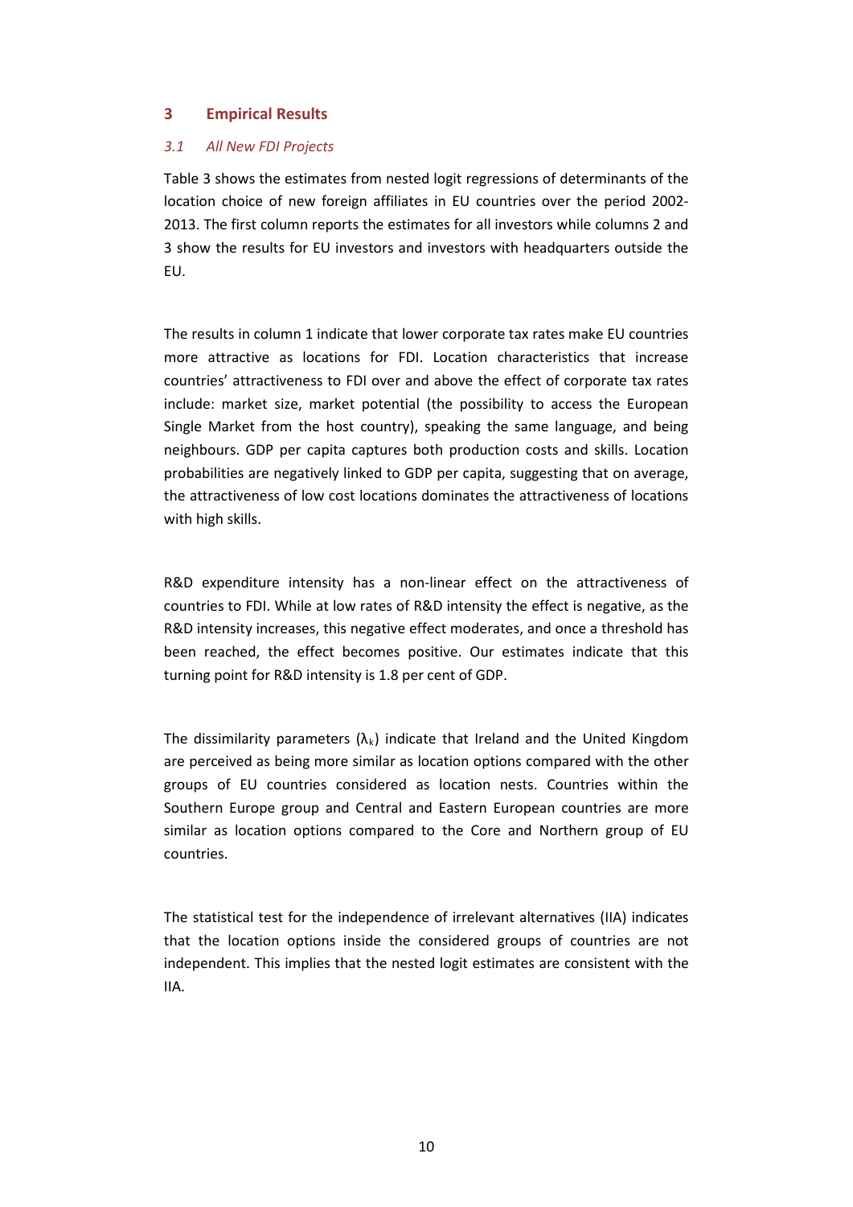## 3 Empirical Results

### *3.1 All New FDI Projects*

Table 3 shows the estimates from nested logit regressions of determinants of the location choice of new foreign affiliates in EU countries over the period 2002-2013. The first column reports the estimates for all investors while columns 2 and 3 show the results for EU investors and investors with headquarters outside the EU.

The results in column 1 indicate that lower corporate tax rates make EU countries more attractive as locations for FDI. Location characteristics that increase countries' attractiveness to FDI over and above the effect of corporate tax rates include: market size, market potential (the possibility to access the European Single Market from the host country), speaking the same language, and being neighbours. GDP per capita captures both production costs and skills. Location probabilities are negatively linked to GDP per capita, suggesting that on average, the attractiveness of low cost locations dominates the attractiveness of locations with high skills.

R&D expenditure intensity has a non-linear effect on the attractiveness of countries to FDI. While at low rates of R&D intensity the effect is negative, as the R&D intensity increases, this negative effect moderates, and once a threshold has been reached, the effect becomes positive. Our estimates indicate that this turning point for R&D intensity is 1.8 per cent of GDP.

The dissimilarity parameters ($\lambda_k$) indicate that Ireland and the United Kingdom are perceived as being more similar as location options compared with the other groups of EU countries considered as location nests. Countries within the Southern Europe group and Central and Eastern European countries are more similar as location options compared to the Core and Northern group of EU countries.

The statistical test for the independence of irrelevant alternatives (IIA) indicates that the location options inside the considered groups of countries are not independent. This implies that the nested logit estimates are consistent with the IIA.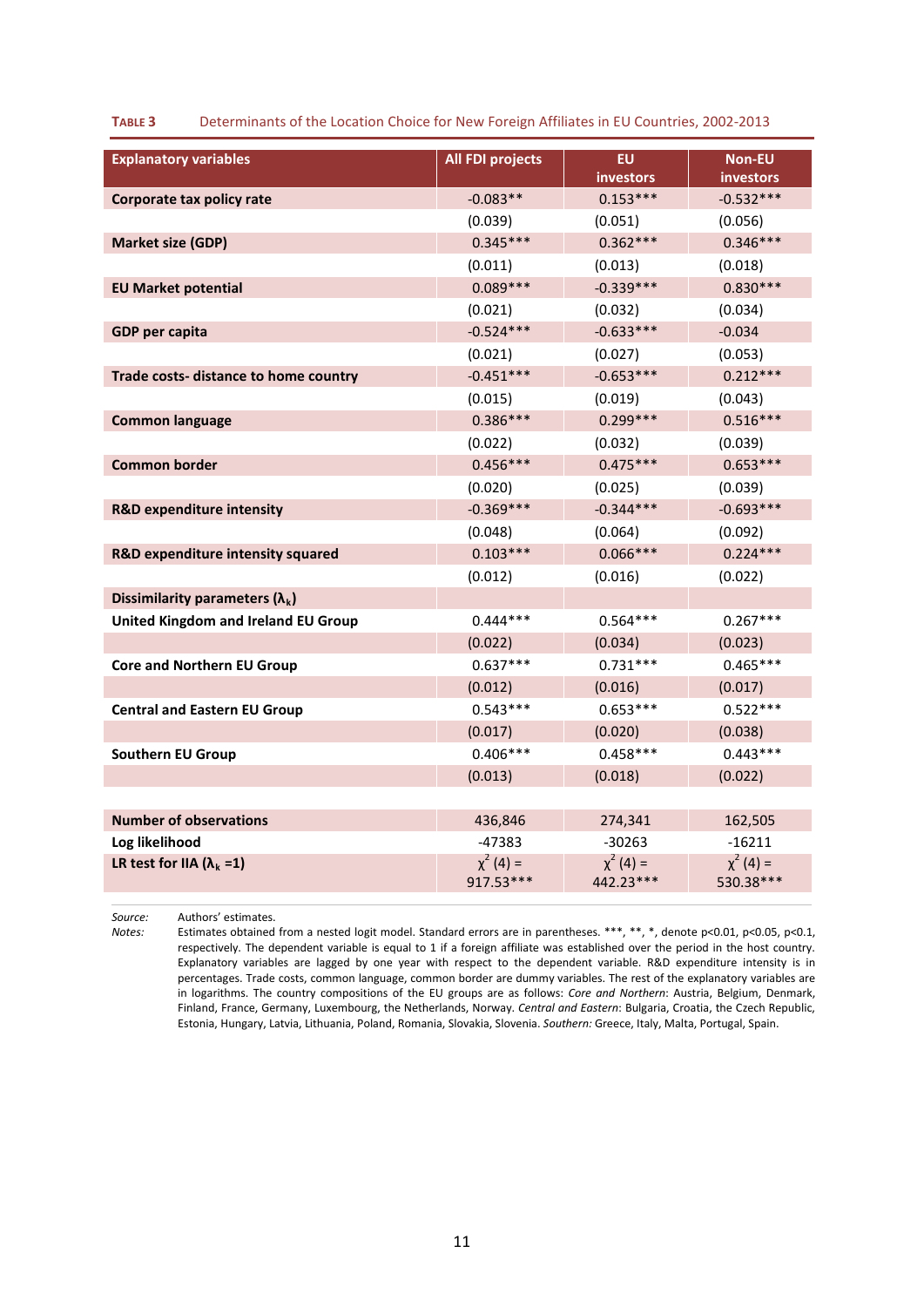**Table 3** Determinants of the Location Choice for New Foreign Affiliates in EU Countries, 2002-2013

| Explanatory variables | All FDI projects | EU investors | Non-EU investors |
|---|---|---|---|
| **Corporate tax policy rate** | -0.083** | 0.153*** | -0.532*** |
| | (0.039) | (0.051) | (0.056) |
| **Market size (GDP)** | 0.345*** | 0.362*** | 0.346*** |
| | (0.011) | (0.013) | (0.018) |
| **EU Market potential** | 0.089*** | -0.339*** | 0.830*** |
| | (0.021) | (0.032) | (0.034) |
| **GDP per capita** | -0.524*** | -0.633*** | -0.034 |
| | (0.021) | (0.027) | (0.053) |
| **Trade costs- distance to home country** | -0.451*** | -0.653*** | 0.212*** |
| | (0.015) | (0.019) | (0.043) |
| **Common language** | 0.386*** | 0.299*** | 0.516*** |
| | (0.022) | (0.032) | (0.039) |
| **Common border** | 0.456*** | 0.475*** | 0.653*** |
| | (0.020) | (0.025) | (0.039) |
| **R&D expenditure intensity** | -0.369*** | -0.344*** | -0.693*** |
| | (0.048) | (0.064) | (0.092) |
| **R&D expenditure intensity squared** | 0.103*** | 0.066*** | 0.224*** |
| | (0.012) | (0.016) | (0.022) |
| **Dissimilarity parameters ($\lambda_k$)** | | | |
| **United Kingdom and Ireland EU Group** | 0.444*** | 0.564*** | 0.267*** |
| | (0.022) | (0.034) | (0.023) |
| **Core and Northern EU Group** | 0.637*** | 0.731*** | 0.465*** |
| | (0.012) | (0.016) | (0.017) |
| **Central and Eastern EU Group** | 0.543*** | 0.653*** | 0.522*** |
| | (0.017) | (0.020) | (0.038) |
| **Southern EU Group** | 0.406*** | 0.458*** | 0.443*** |
| | (0.013) | (0.018) | (0.022) |
| | | | |
| **Number of observations** | 436,846 | 274,341 | 162,505 |
| **Log likelihood** | -47383 | -30263 | -16211 |
| **LR test for IIA ($\lambda_k$ =1)** | $\chi^2$ (4) = 917.53*** | $\chi^2$ (4) = 442.23*** | $\chi^2$ (4) = 530.38*** |

*Source:* Authors' estimates.

*Notes:* Estimates obtained from a nested logit model. Standard errors are in parentheses. ***, **, *, denote p<0.01, p<0.05, p<0.1, respectively. The dependent variable is equal to 1 if a foreign affiliate was established over the period in the host country. Explanatory variables are lagged by one year with respect to the dependent variable. R&D expenditure intensity is in percentages. Trade costs, common language, common border are dummy variables. The rest of the explanatory variables are in logarithms. The country compositions of the EU groups are as follows: *Core and Northern*: Austria, Belgium, Denmark, Finland, France, Germany, Luxembourg, the Netherlands, Norway. *Central and Eastern*: Bulgaria, Croatia, the Czech Republic, Estonia, Hungary, Latvia, Lithuania, Poland, Romania, Slovakia, Slovenia. *Southern:* Greece, Italy, Malta, Portugal, Spain.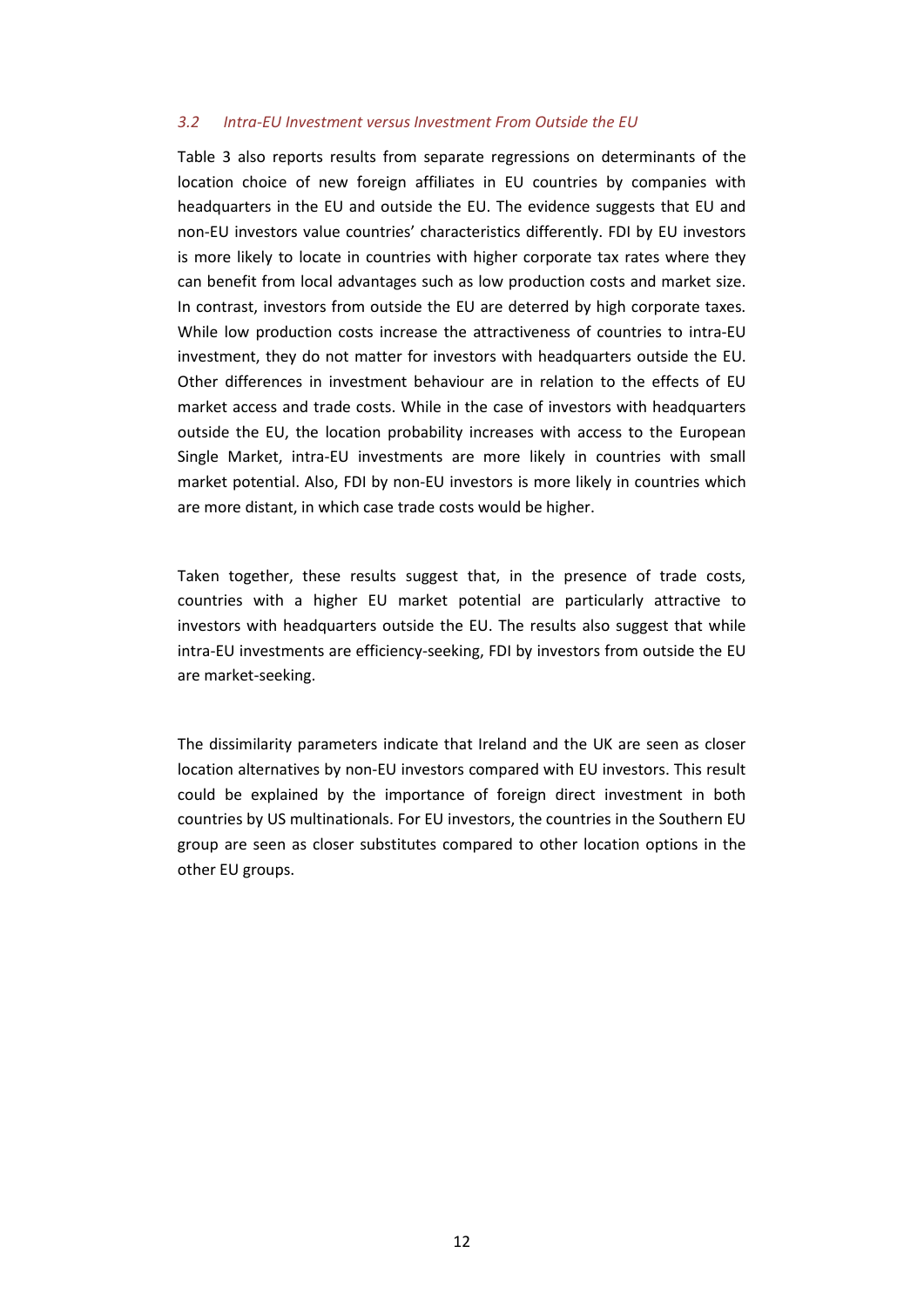### *3.2 Intra-EU Investment versus Investment From Outside the EU*

Table 3 also reports results from separate regressions on determinants of the location choice of new foreign affiliates in EU countries by companies with headquarters in the EU and outside the EU. The evidence suggests that EU and non-EU investors value countries' characteristics differently. FDI by EU investors is more likely to locate in countries with higher corporate tax rates where they can benefit from local advantages such as low production costs and market size. In contrast, investors from outside the EU are deterred by high corporate taxes. While low production costs increase the attractiveness of countries to intra-EU investment, they do not matter for investors with headquarters outside the EU. Other differences in investment behaviour are in relation to the effects of EU market access and trade costs. While in the case of investors with headquarters outside the EU, the location probability increases with access to the European Single Market, intra-EU investments are more likely in countries with small market potential. Also, FDI by non-EU investors is more likely in countries which are more distant, in which case trade costs would be higher.

Taken together, these results suggest that, in the presence of trade costs, countries with a higher EU market potential are particularly attractive to investors with headquarters outside the EU. The results also suggest that while intra-EU investments are efficiency-seeking, FDI by investors from outside the EU are market-seeking.

The dissimilarity parameters indicate that Ireland and the UK are seen as closer location alternatives by non-EU investors compared with EU investors. This result could be explained by the importance of foreign direct investment in both countries by US multinationals. For EU investors, the countries in the Southern EU group are seen as closer substitutes compared to other location options in the other EU groups.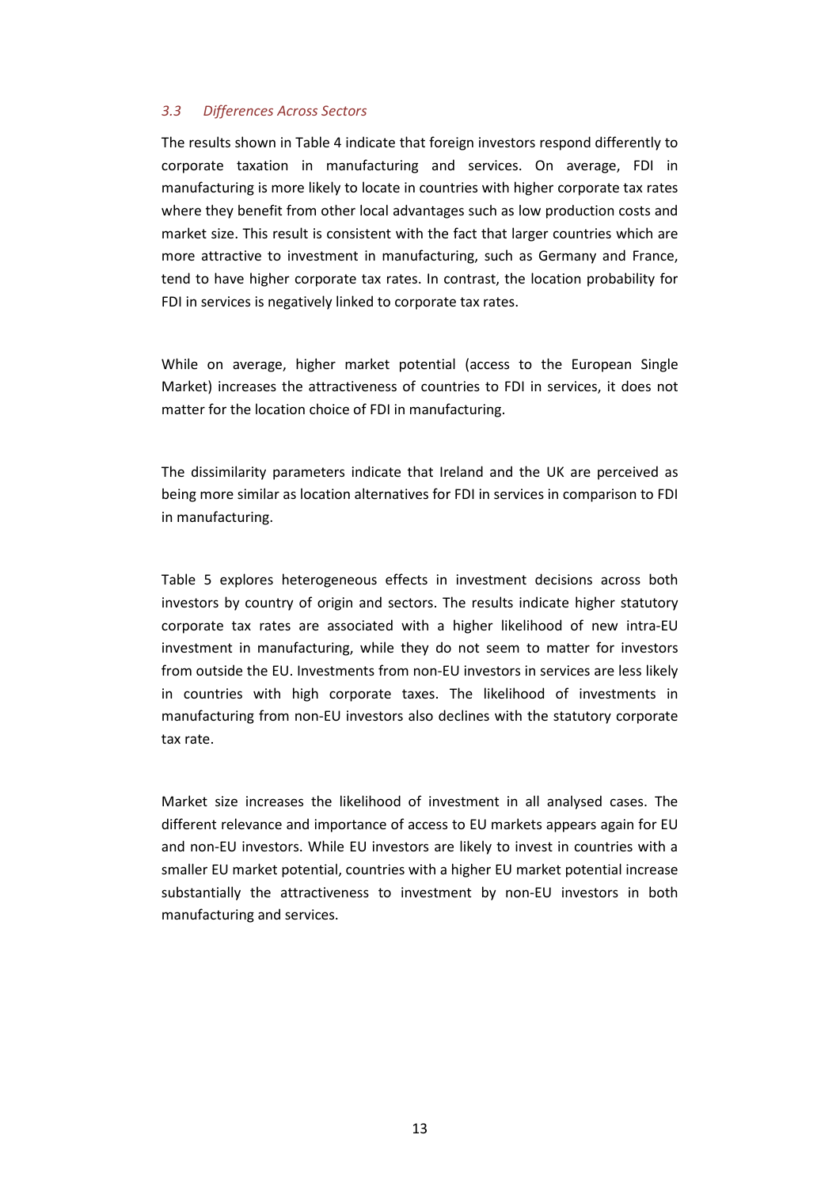### *3.3 Differences Across Sectors*

The results shown in Table 4 indicate that foreign investors respond differently to corporate taxation in manufacturing and services. On average, FDI in manufacturing is more likely to locate in countries with higher corporate tax rates where they benefit from other local advantages such as low production costs and market size. This result is consistent with the fact that larger countries which are more attractive to investment in manufacturing, such as Germany and France, tend to have higher corporate tax rates. In contrast, the location probability for FDI in services is negatively linked to corporate tax rates.

While on average, higher market potential (access to the European Single Market) increases the attractiveness of countries to FDI in services, it does not matter for the location choice of FDI in manufacturing.

The dissimilarity parameters indicate that Ireland and the UK are perceived as being more similar as location alternatives for FDI in services in comparison to FDI in manufacturing.

Table 5 explores heterogeneous effects in investment decisions across both investors by country of origin and sectors. The results indicate higher statutory corporate tax rates are associated with a higher likelihood of new intra-EU investment in manufacturing, while they do not seem to matter for investors from outside the EU. Investments from non-EU investors in services are less likely in countries with high corporate taxes. The likelihood of investments in manufacturing from non-EU investors also declines with the statutory corporate tax rate.

Market size increases the likelihood of investment in all analysed cases. The different relevance and importance of access to EU markets appears again for EU and non-EU investors. While EU investors are likely to invest in countries with a smaller EU market potential, countries with a higher EU market potential increase substantially the attractiveness to investment by non-EU investors in both manufacturing and services.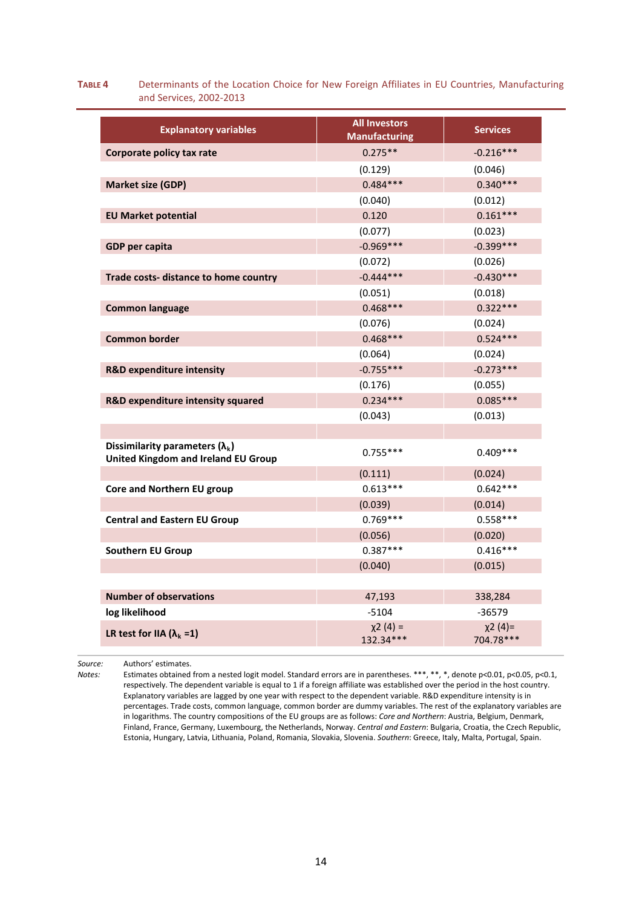**Table 4** Determinants of the Location Choice for New Foreign Affiliates in EU Countries, Manufacturing and Services, 2002-2013

| Explanatory variables | All Investors Manufacturing | Services |
|---|---|---|
| **Corporate policy tax rate** | 0.275** | -0.216*** |
| | (0.129) | (0.046) |
| **Market size (GDP)** | 0.484*** | 0.340*** |
| | (0.040) | (0.012) |
| **EU Market potential** | 0.120 | 0.161*** |
| | (0.077) | (0.023) |
| **GDP per capita** | -0.969*** | -0.399*** |
| | (0.072) | (0.026) |
| **Trade costs- distance to home country** | -0.444*** | -0.430*** |
| | (0.051) | (0.018) |
| **Common language** | 0.468*** | 0.322*** |
| | (0.076) | (0.024) |
| **Common border** | 0.468*** | 0.524*** |
| | (0.064) | (0.024) |
| **R&D expenditure intensity** | -0.755*** | -0.273*** |
| | (0.176) | (0.055) |
| **R&D expenditure intensity squared** | 0.234*** | 0.085*** |
| | (0.043) | (0.013) |
| | | |
| **Dissimilarity parameters ($\lambda_k$) United Kingdom and Ireland EU Group** | 0.755*** | 0.409*** |
| | (0.111) | (0.024) |
| **Core and Northern EU group** | 0.613*** | 0.642*** |
| | (0.039) | (0.014) |
| **Central and Eastern EU Group** | 0.769*** | 0.558*** |
| | (0.056) | (0.020) |
| **Southern EU Group** | 0.387*** | 0.416*** |
| | (0.040) | (0.015) |
| | | |
| **Number of observations** | 47,193 | 338,284 |
| **log likelihood** | -5104 | -36579 |
| **LR test for IIA ($\lambda_k$ =1)** | $\chi2$ (4) = 132.34*** | $\chi2$ (4)= 704.78*** |

*Source:* Authors' estimates.

*Notes:* Estimates obtained from a nested logit model. Standard errors are in parentheses. ***, **, *, denote p<0.01, p<0.05, p<0.1, respectively. The dependent variable is equal to 1 if a foreign affiliate was established over the period in the host country. Explanatory variables are lagged by one year with respect to the dependent variable. R&D expenditure intensity is in percentages. Trade costs, common language, common border are dummy variables. The rest of the explanatory variables are in logarithms. The country compositions of the EU groups are as follows: *Core and Northern*: Austria, Belgium, Denmark, Finland, France, Germany, Luxembourg, the Netherlands, Norway. *Central and Eastern*: Bulgaria, Croatia, the Czech Republic, Estonia, Hungary, Latvia, Lithuania, Poland, Romania, Slovakia, Slovenia. *Southern*: Greece, Italy, Malta, Portugal, Spain.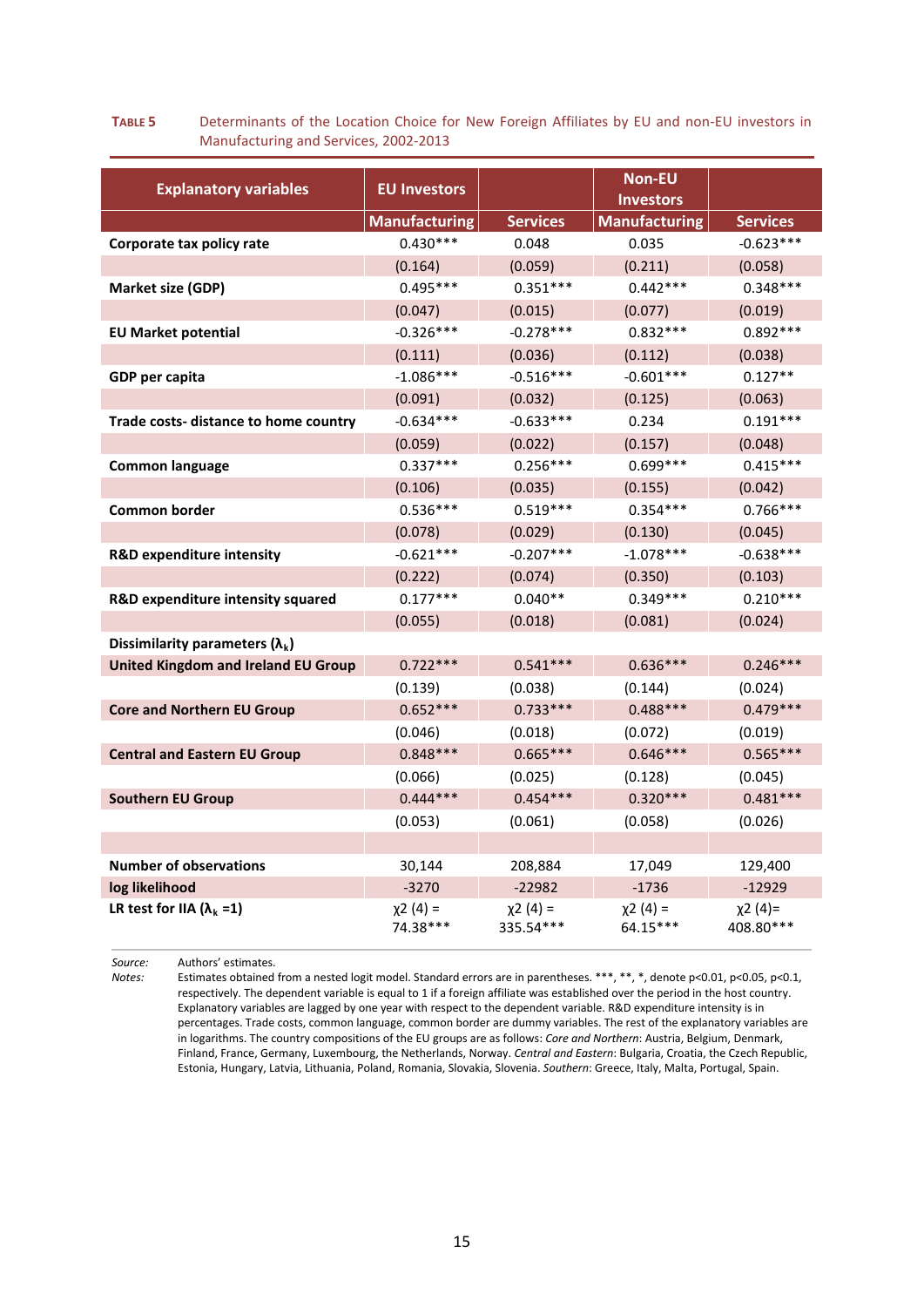**TABLE 5** Determinants of the Location Choice for New Foreign Affiliates by EU and non-EU investors in Manufacturing and Services, 2002-2013

| Explanatory variables | EU Investors | | Non-EU Investors | |
|---|---|---|---|---|
| | Manufacturing | Services | Manufacturing | Services |
| **Corporate tax policy rate** | 0.430*** | 0.048 | 0.035 | -0.623*** |
| | (0.164) | (0.059) | (0.211) | (0.058) |
| **Market size (GDP)** | 0.495*** | 0.351*** | 0.442*** | 0.348*** |
| | (0.047) | (0.015) | (0.077) | (0.019) |
| **EU Market potential** | -0.326*** | -0.278*** | 0.832*** | 0.892*** |
| | (0.111) | (0.036) | (0.112) | (0.038) |
| **GDP per capita** | -1.086*** | -0.516*** | -0.601*** | 0.127** |
| | (0.091) | (0.032) | (0.125) | (0.063) |
| **Trade costs- distance to home country** | -0.634*** | -0.633*** | 0.234 | 0.191*** |
| | (0.059) | (0.022) | (0.157) | (0.048) |
| **Common language** | 0.337*** | 0.256*** | 0.699*** | 0.415*** |
| | (0.106) | (0.035) | (0.155) | (0.042) |
| **Common border** | 0.536*** | 0.519*** | 0.354*** | 0.766*** |
| | (0.078) | (0.029) | (0.130) | (0.045) |
| **R&D expenditure intensity** | -0.621*** | -0.207*** | -1.078*** | -0.638*** |
| | (0.222) | (0.074) | (0.350) | (0.103) |
| **R&D expenditure intensity squared** | 0.177*** | 0.040** | 0.349*** | 0.210*** |
| | (0.055) | (0.018) | (0.081) | (0.024) |
| **Dissimilarity parameters ($\lambda_k$)** | | | | |
| **United Kingdom and Ireland EU Group** | 0.722*** | 0.541*** | 0.636*** | 0.246*** |
| | (0.139) | (0.038) | (0.144) | (0.024) |
| **Core and Northern EU Group** | 0.652*** | 0.733*** | 0.488*** | 0.479*** |
| | (0.046) | (0.018) | (0.072) | (0.019) |
| **Central and Eastern EU Group** | 0.848*** | 0.665*** | 0.646*** | 0.565*** |
| | (0.066) | (0.025) | (0.128) | (0.045) |
| **Southern EU Group** | 0.444*** | 0.454*** | 0.320*** | 0.481*** |
| | (0.053) | (0.061) | (0.058) | (0.026) |
| | | | | |
| **Number of observations** | 30,144 | 208,884 | 17,049 | 129,400 |
| **log likelihood** | -3270 | -22982 | -1736 | -12929 |
| **LR test for IIA ($\lambda_k$ =1)** | $\chi2$ (4) = 74.38*** | $\chi2$ (4) = 335.54*** | $\chi2$ (4) = 64.15*** | $\chi2$ (4)= 408.80*** |

*Source:* Authors' estimates.

*Notes:* Estimates obtained from a nested logit model. Standard errors are in parentheses. ***, **, *, denote p<0.01, p<0.05, p<0.1, respectively. The dependent variable is equal to 1 if a foreign affiliate was established over the period in the host country. Explanatory variables are lagged by one year with respect to the dependent variable. R&D expenditure intensity is in percentages. Trade costs, common language, common border are dummy variables. The rest of the explanatory variables are in logarithms. The country compositions of the EU groups are as follows: *Core and Northern*: Austria, Belgium, Denmark, Finland, France, Germany, Luxembourg, the Netherlands, Norway. *Central and Eastern*: Bulgaria, Croatia, the Czech Republic, Estonia, Hungary, Latvia, Lithuania, Poland, Romania, Slovakia, Slovenia. *Southern*: Greece, Italy, Malta, Portugal, Spain.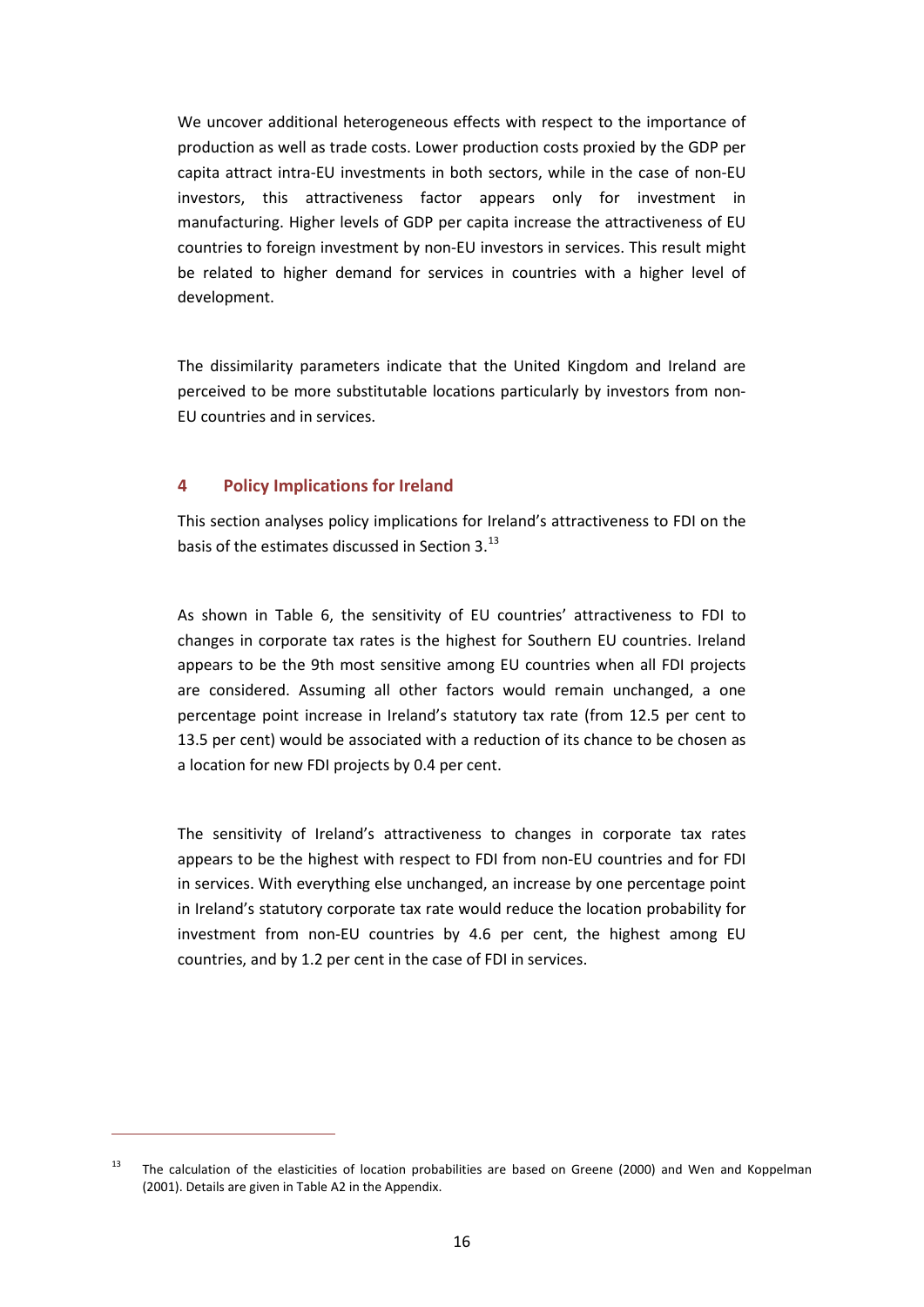We uncover additional heterogeneous effects with respect to the importance of production as well as trade costs. Lower production costs proxied by the GDP per capita attract intra-EU investments in both sectors, while in the case of non-EU investors, this attractiveness factor appears only for investment in manufacturing. Higher levels of GDP per capita increase the attractiveness of EU countries to foreign investment by non-EU investors in services. This result might be related to higher demand for services in countries with a higher level of development.

The dissimilarity parameters indicate that the United Kingdom and Ireland are perceived to be more substitutable locations particularly by investors from non-EU countries and in services.

## 4 Policy Implications for Ireland

This section analyses policy implications for Ireland's attractiveness to FDI on the basis of the estimates discussed in Section 3.[13]

As shown in Table 6, the sensitivity of EU countries' attractiveness to FDI to changes in corporate tax rates is the highest for Southern EU countries. Ireland appears to be the 9th most sensitive among EU countries when all FDI projects are considered. Assuming all other factors would remain unchanged, a one percentage point increase in Ireland's statutory tax rate (from 12.5 per cent to 13.5 per cent) would be associated with a reduction of its chance to be chosen as a location for new FDI projects by 0.4 per cent.

The sensitivity of Ireland's attractiveness to changes in corporate tax rates appears to be the highest with respect to FDI from non-EU countries and for FDI in services. With everything else unchanged, an increase by one percentage point in Ireland's statutory corporate tax rate would reduce the location probability for investment from non-EU countries by 4.6 per cent, the highest among EU countries, and by 1.2 per cent in the case of FDI in services.

[13] The calculation of the elasticities of location probabilities are based on Greene (2000) and Wen and Koppelman (2001). Details are given in Table A2 in the Appendix.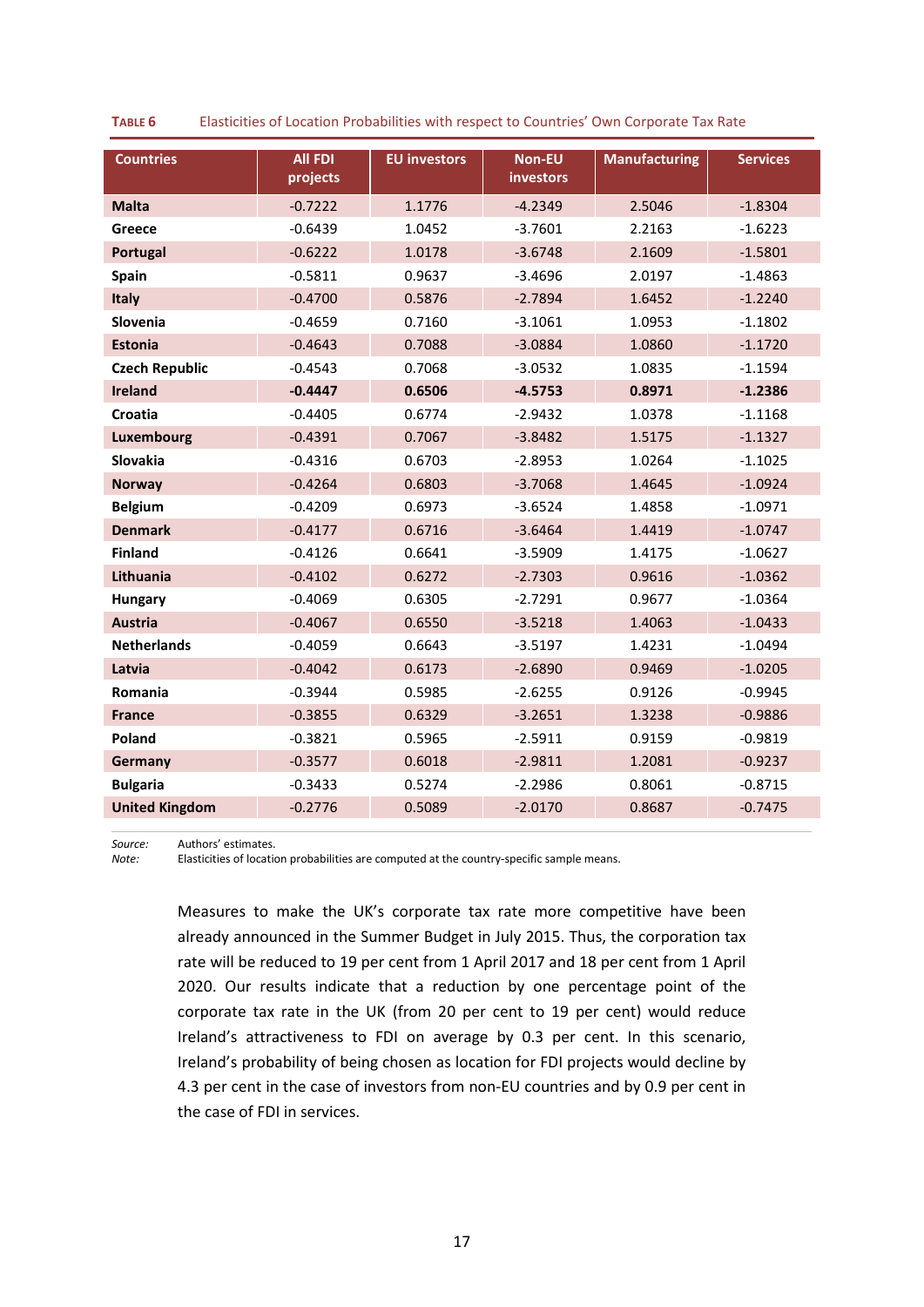**TABLE 6** Elasticities of Location Probabilities with respect to Countries' Own Corporate Tax Rate

| Countries | All FDI projects | EU investors | Non-EU investors | Manufacturing | Services |
|---|---|---|---|---|---|
| **Malta** | -0.7222 | 1.1776 | -4.2349 | 2.5046 | -1.8304 |
| **Greece** | -0.6439 | 1.0452 | -3.7601 | 2.2163 | -1.6223 |
| **Portugal** | -0.6222 | 1.0178 | -3.6748 | 2.1609 | -1.5801 |
| **Spain** | -0.5811 | 0.9637 | -3.4696 | 2.0197 | -1.4863 |
| **Italy** | -0.4700 | 0.5876 | -2.7894 | 1.6452 | -1.2240 |
| **Slovenia** | -0.4659 | 0.7160 | -3.1061 | 1.0953 | -1.1802 |
| **Estonia** | -0.4643 | 0.7088 | -3.0884 | 1.0860 | -1.1720 |
| **Czech Republic** | -0.4543 | 0.7068 | -3.0532 | 1.0835 | -1.1594 |
| **Ireland** | **-0.4447** | **0.6506** | **-4.5753** | **0.8971** | **-1.2386** |
| **Croatia** | -0.4405 | 0.6774 | -2.9432 | 1.0378 | -1.1168 |
| **Luxembourg** | -0.4391 | 0.7067 | -3.8482 | 1.5175 | -1.1327 |
| **Slovakia** | -0.4316 | 0.6703 | -2.8953 | 1.0264 | -1.1025 |
| **Norway** | -0.4264 | 0.6803 | -3.7068 | 1.4645 | -1.0924 |
| **Belgium** | -0.4209 | 0.6973 | -3.6524 | 1.4858 | -1.0971 |
| **Denmark** | -0.4177 | 0.6716 | -3.6464 | 1.4419 | -1.0747 |
| **Finland** | -0.4126 | 0.6641 | -3.5909 | 1.4175 | -1.0627 |
| **Lithuania** | -0.4102 | 0.6272 | -2.7303 | 0.9616 | -1.0362 |
| **Hungary** | -0.4069 | 0.6305 | -2.7291 | 0.9677 | -1.0364 |
| **Austria** | -0.4067 | 0.6550 | -3.5218 | 1.4063 | -1.0433 |
| **Netherlands** | -0.4059 | 0.6643 | -3.5197 | 1.4231 | -1.0494 |
| **Latvia** | -0.4042 | 0.6173 | -2.6890 | 0.9469 | -1.0205 |
| **Romania** | -0.3944 | 0.5985 | -2.6255 | 0.9126 | -0.9945 |
| **France** | -0.3855 | 0.6329 | -3.2651 | 1.3238 | -0.9886 |
| **Poland** | -0.3821 | 0.5965 | -2.5911 | 0.9159 | -0.9819 |
| **Germany** | -0.3577 | 0.6018 | -2.9811 | 1.2081 | -0.9237 |
| **Bulgaria** | -0.3433 | 0.5274 | -2.2986 | 0.8061 | -0.8715 |
| **United Kingdom** | -0.2776 | 0.5089 | -2.0170 | 0.8687 | -0.7475 |

*Source:* Authors' estimates.
*Note:* Elasticities of location probabilities are computed at the country-specific sample means.

Measures to make the UK's corporate tax rate more competitive have been already announced in the Summer Budget in July 2015. Thus, the corporation tax rate will be reduced to 19 per cent from 1 April 2017 and 18 per cent from 1 April 2020. Our results indicate that a reduction by one percentage point of the corporate tax rate in the UK (from 20 per cent to 19 per cent) would reduce Ireland's attractiveness to FDI on average by 0.3 per cent. In this scenario, Ireland's probability of being chosen as location for FDI projects would decline by 4.3 per cent in the case of investors from non-EU countries and by 0.9 per cent in the case of FDI in services.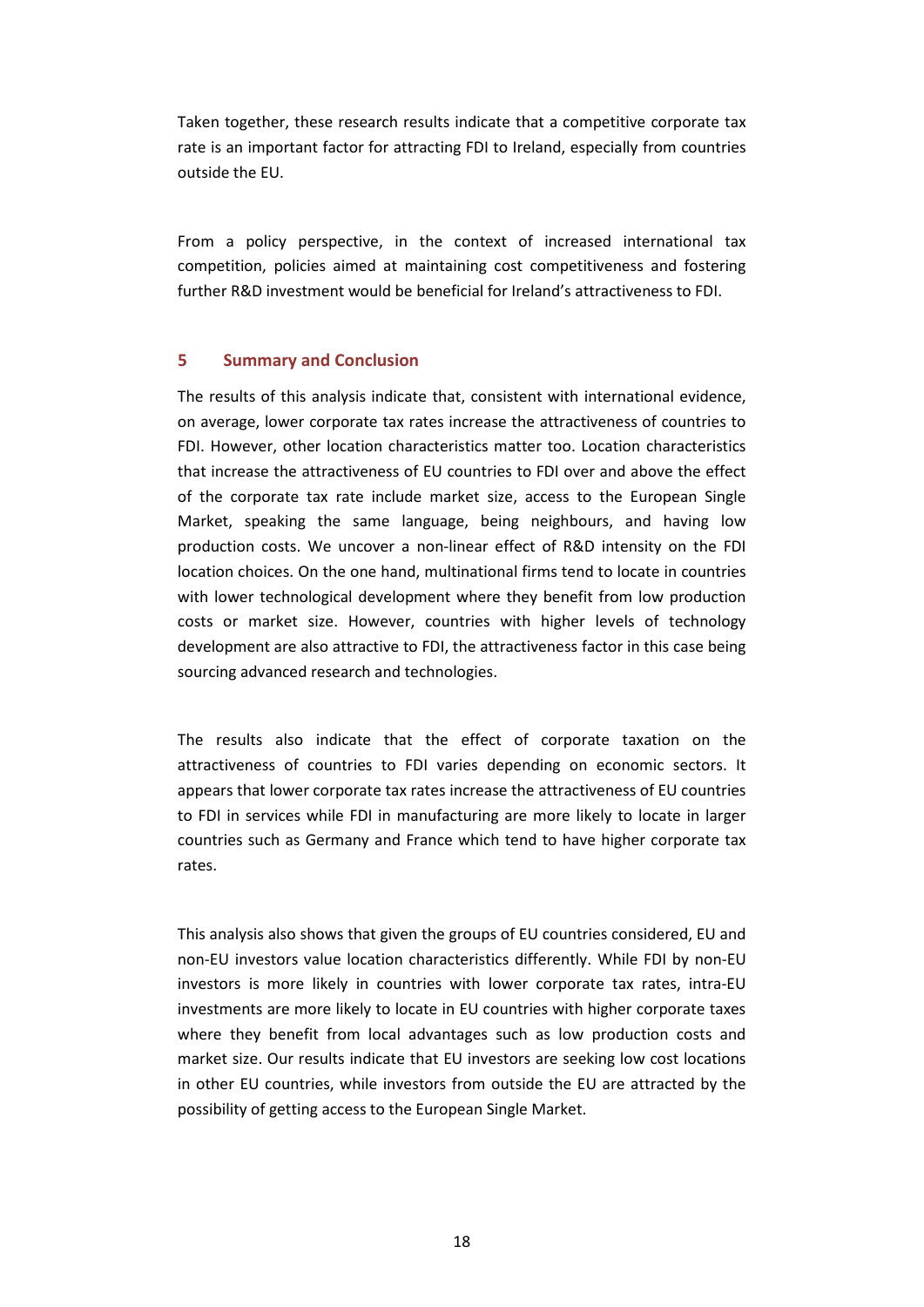Taken together, these research results indicate that a competitive corporate tax rate is an important factor for attracting FDI to Ireland, especially from countries outside the EU.

From a policy perspective, in the context of increased international tax competition, policies aimed at maintaining cost competitiveness and fostering further R&D investment would be beneficial for Ireland's attractiveness to FDI.

## 5 Summary and Conclusion

The results of this analysis indicate that, consistent with international evidence, on average, lower corporate tax rates increase the attractiveness of countries to FDI. However, other location characteristics matter too. Location characteristics that increase the attractiveness of EU countries to FDI over and above the effect of the corporate tax rate include market size, access to the European Single Market, speaking the same language, being neighbours, and having low production costs. We uncover a non-linear effect of R&D intensity on the FDI location choices. On the one hand, multinational firms tend to locate in countries with lower technological development where they benefit from low production costs or market size. However, countries with higher levels of technology development are also attractive to FDI, the attractiveness factor in this case being sourcing advanced research and technologies.

The results also indicate that the effect of corporate taxation on the attractiveness of countries to FDI varies depending on economic sectors. It appears that lower corporate tax rates increase the attractiveness of EU countries to FDI in services while FDI in manufacturing are more likely to locate in larger countries such as Germany and France which tend to have higher corporate tax rates.

This analysis also shows that given the groups of EU countries considered, EU and non-EU investors value location characteristics differently. While FDI by non-EU investors is more likely in countries with lower corporate tax rates, intra-EU investments are more likely to locate in EU countries with higher corporate taxes where they benefit from local advantages such as low production costs and market size. Our results indicate that EU investors are seeking low cost locations in other EU countries, while investors from outside the EU are attracted by the possibility of getting access to the European Single Market.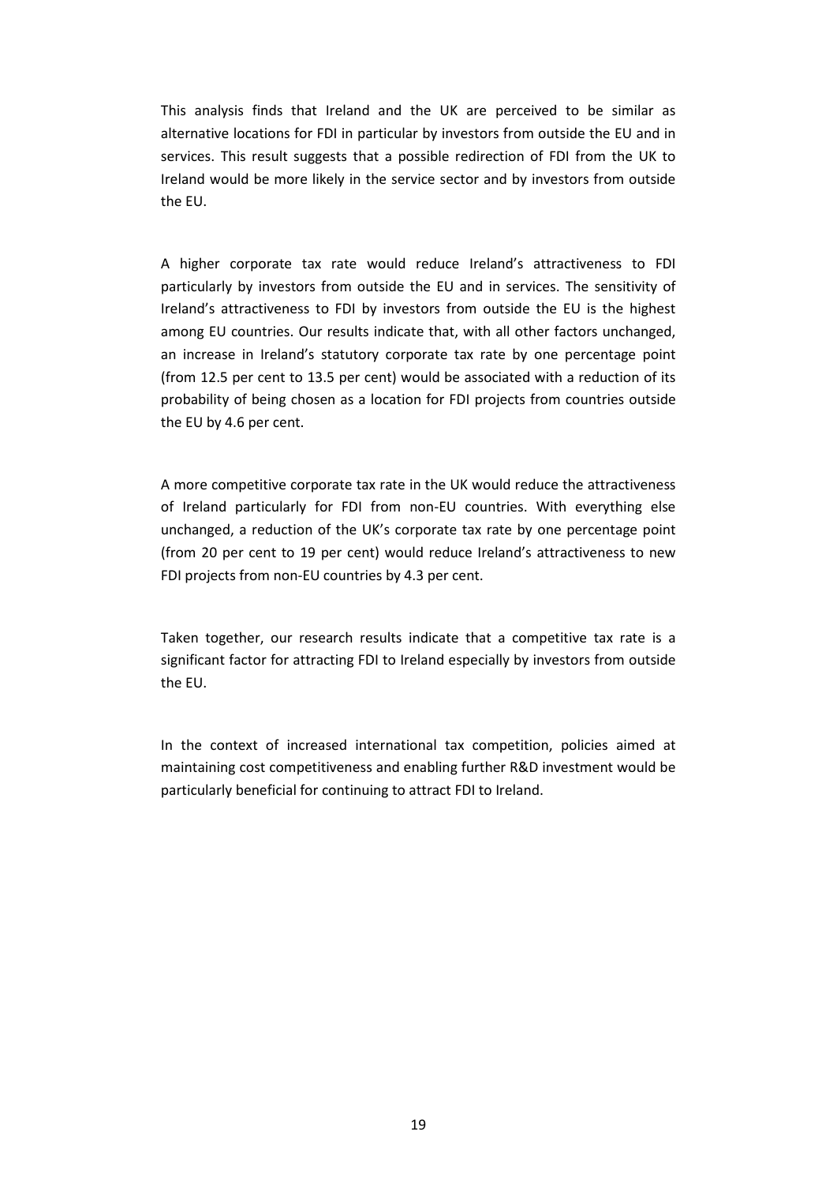This analysis finds that Ireland and the UK are perceived to be similar as alternative locations for FDI in particular by investors from outside the EU and in services. This result suggests that a possible redirection of FDI from the UK to Ireland would be more likely in the service sector and by investors from outside the EU.

A higher corporate tax rate would reduce Ireland's attractiveness to FDI particularly by investors from outside the EU and in services. The sensitivity of Ireland's attractiveness to FDI by investors from outside the EU is the highest among EU countries. Our results indicate that, with all other factors unchanged, an increase in Ireland's statutory corporate tax rate by one percentage point (from 12.5 per cent to 13.5 per cent) would be associated with a reduction of its probability of being chosen as a location for FDI projects from countries outside the EU by 4.6 per cent.

A more competitive corporate tax rate in the UK would reduce the attractiveness of Ireland particularly for FDI from non-EU countries. With everything else unchanged, a reduction of the UK's corporate tax rate by one percentage point (from 20 per cent to 19 per cent) would reduce Ireland's attractiveness to new FDI projects from non-EU countries by 4.3 per cent.

Taken together, our research results indicate that a competitive tax rate is a significant factor for attracting FDI to Ireland especially by investors from outside the EU.

In the context of increased international tax competition, policies aimed at maintaining cost competitiveness and enabling further R&D investment would be particularly beneficial for continuing to attract FDI to Ireland.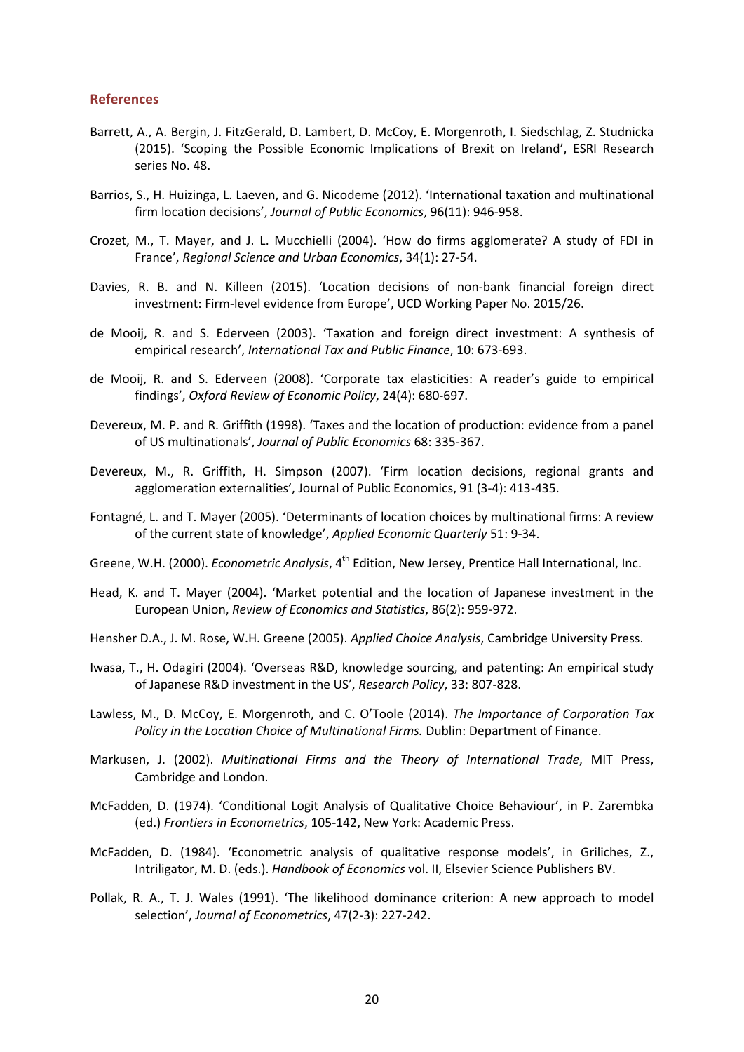## References

Barrett, A., A. Bergin, J. FitzGerald, D. Lambert, D. McCoy, E. Morgenroth, I. Siedschlag, Z. Studnicka (2015). 'Scoping the Possible Economic Implications of Brexit on Ireland', ESRI Research series No. 48.

Barrios, S., H. Huizinga, L. Laeven, and G. Nicodeme (2012). 'International taxation and multinational firm location decisions', *Journal of Public Economics*, 96(11): 946-958.

Crozet, M., T. Mayer, and J. L. Mucchielli (2004). 'How do firms agglomerate? A study of FDI in France', *Regional Science and Urban Economics*, 34(1): 27-54.

Davies, R. B. and N. Killeen (2015). 'Location decisions of non-bank financial foreign direct investment: Firm-level evidence from Europe', UCD Working Paper No. 2015/26.

de Mooij, R. and S. Ederveen (2003). 'Taxation and foreign direct investment: A synthesis of empirical research', *International Tax and Public Finance*, 10: 673-693.

de Mooij, R. and S. Ederveen (2008). 'Corporate tax elasticities: A reader's guide to empirical findings', *Oxford Review of Economic Policy*, 24(4): 680-697.

Devereux, M. P. and R. Griffith (1998). 'Taxes and the location of production: evidence from a panel of US multinationals', *Journal of Public Economics* 68: 335-367.

Devereux, M., R. Griffith, H. Simpson (2007). 'Firm location decisions, regional grants and agglomeration externalities', Journal of Public Economics, 91 (3-4): 413-435.

Fontagné, L. and T. Mayer (2005). 'Determinants of location choices by multinational firms: A review of the current state of knowledge', *Applied Economic Quarterly* 51: 9-34.

Greene, W.H. (2000). *Econometric Analysis*, 4th Edition, New Jersey, Prentice Hall International, Inc.

Head, K. and T. Mayer (2004). 'Market potential and the location of Japanese investment in the European Union, *Review of Economics and Statistics*, 86(2): 959-972.

Hensher D.A., J. M. Rose, W.H. Greene (2005). *Applied Choice Analysis*, Cambridge University Press.

Iwasa, T., H. Odagiri (2004). 'Overseas R&D, knowledge sourcing, and patenting: An empirical study of Japanese R&D investment in the US', *Research Policy*, 33: 807-828.

Lawless, M., D. McCoy, E. Morgenroth, and C. O'Toole (2014). *The Importance of Corporation Tax Policy in the Location Choice of Multinational Firms.* Dublin: Department of Finance.

Markusen, J. (2002). *Multinational Firms and the Theory of International Trade*, MIT Press, Cambridge and London.

McFadden, D. (1974). 'Conditional Logit Analysis of Qualitative Choice Behaviour', in P. Zarembka (ed.) *Frontiers in Econometrics*, 105-142, New York: Academic Press.

McFadden, D. (1984). 'Econometric analysis of qualitative response models', in Griliches, Z., Intriligator, M. D. (eds.). *Handbook of Economics* vol. II, Elsevier Science Publishers BV.

Pollak, R. A., T. J. Wales (1991). 'The likelihood dominance criterion: A new approach to model selection', *Journal of Econometrics*, 47(2-3): 227-242.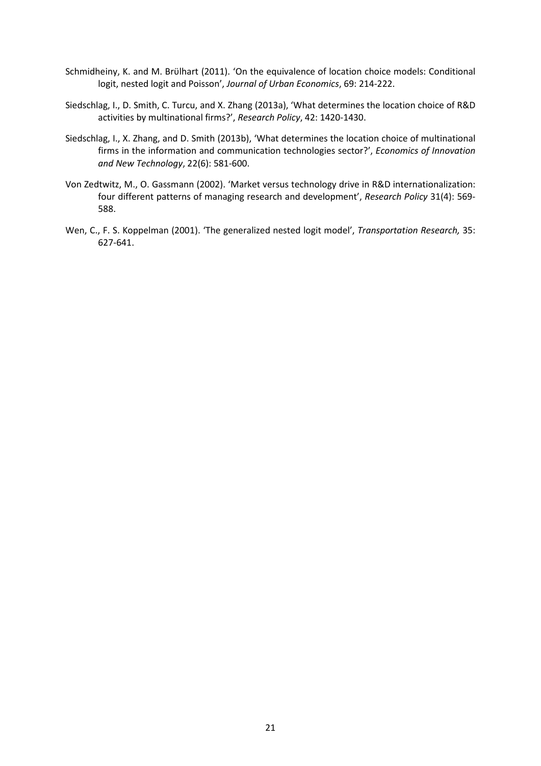Schmidheiny, K. and M. Brülhart (2011). 'On the equivalence of location choice models: Conditional logit, nested logit and Poisson', *Journal of Urban Economics*, 69: 214-222.

Siedschlag, I., D. Smith, C. Turcu, and X. Zhang (2013a), 'What determines the location choice of R&D activities by multinational firms?', *Research Policy*, 42: 1420-1430.

Siedschlag, I., X. Zhang, and D. Smith (2013b), 'What determines the location choice of multinational firms in the information and communication technologies sector?', *Economics of Innovation and New Technology*, 22(6): 581-600.

Von Zedtwitz, M., O. Gassmann (2002). 'Market versus technology drive in R&D internationalization: four different patterns of managing research and development', *Research Policy* 31(4): 569-588.

Wen, C., F. S. Koppelman (2001). 'The generalized nested logit model', *Transportation Research,* 35: 627-641.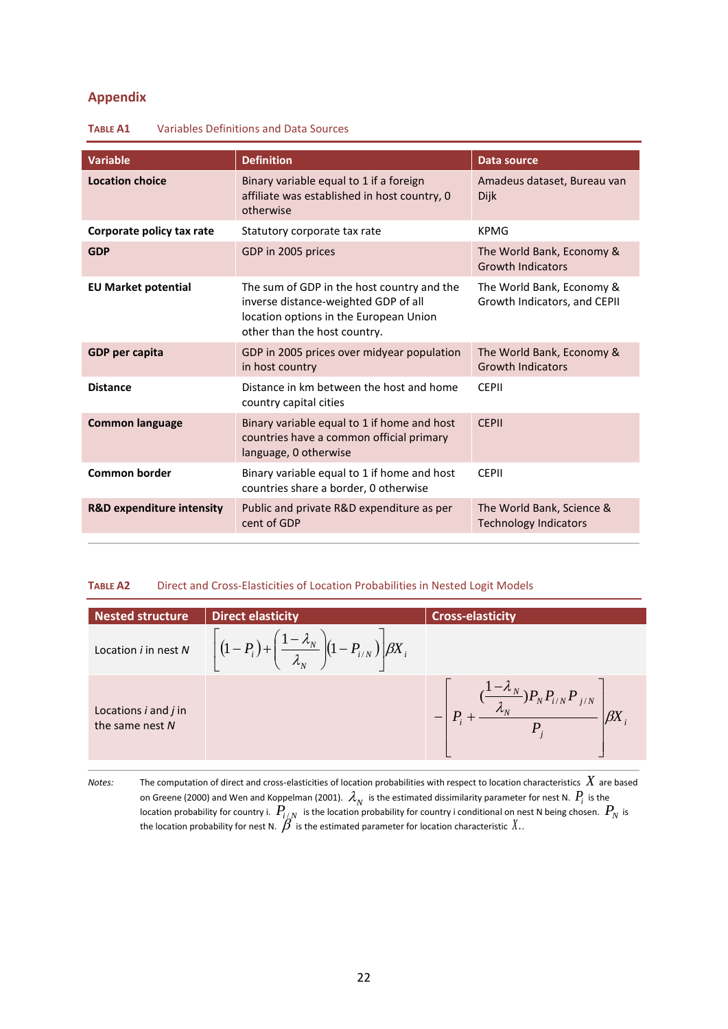## Appendix

**Table A1** Variables Definitions and Data Sources

| Variable | Definition | Data source |
|---|---|---|
| **Location choice** | Binary variable equal to 1 if a foreign affiliate was established in host country, 0 otherwise | Amadeus dataset, Bureau van Dijk |
| **Corporate policy tax rate** | Statutory corporate tax rate | KPMG |
| **GDP** | GDP in 2005 prices | The World Bank, Economy & Growth Indicators |
| **EU Market potential** | The sum of GDP in the host country and the inverse distance-weighted GDP of all location options in the European Union other than the host country. | The World Bank, Economy & Growth Indicators, and CEPII |
| **GDP per capita** | GDP in 2005 prices over midyear population in host country | The World Bank, Economy & Growth Indicators |
| **Distance** | Distance in km between the host and home country capital cities | CEPII |
| **Common language** | Binary variable equal to 1 if home and host countries have a common official primary language, 0 otherwise | CEPII |
| **Common border** | Binary variable equal to 1 if home and host countries share a border, 0 otherwise | CEPII |
| **R&D expenditure intensity** | Public and private R&D expenditure as per cent of GDP | The World Bank, Science & Technology Indicators |

**Table A2** Direct and Cross-Elasticities of Location Probabilities in Nested Logit Models

| Nested structure | Direct elasticity | Cross-elasticity |
|---|---|---|
| Location *i* in nest *N* | $\left[(1-P_i)+\left(\frac{1-\lambda_N}{\lambda_N}\right)(1-P_{i/N})\right]\beta X_i$ | |
| Locations *i* and *j* in the same nest *N* | | $-\left[P_i+\frac{(\frac{1-\lambda_N}{\lambda_N})P_N P_{i/N} P_{j/N}}{P_j}\right]\beta X_i$ |

*Notes:* The computation of direct and cross-elasticities of location probabilities with respect to location characteristics $X$ are based on Greene (2000) and Wen and Koppelman (2001). $\lambda_N$ is the estimated dissimilarity parameter for nest N. $P_i$ is the location probability for country i. $P_{i/N}$ is the location probability for country i conditional on nest N being chosen. $P_N$ is the location probability for nest N. $\beta$ is the estimated parameter for location characteristic $X$..